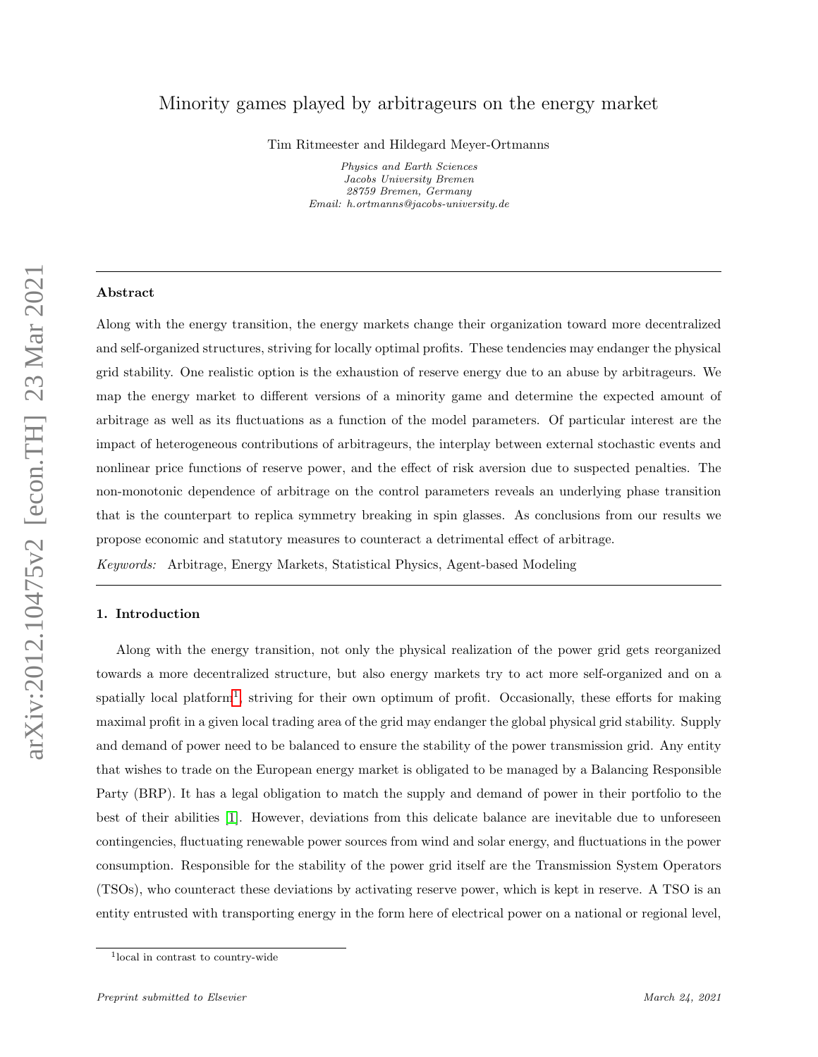# Minority games played by arbitrageurs on the energy market

Tim Ritmeester and Hildegard Meyer-Ortmanns

*Physics and Earth Sciences*
*Jacobs University Bremen*
*28759 Bremen, Germany*
*Email: h.ortmanns@jacobs-university.de*

---

### Abstract

Along with the energy transition, the energy markets change their organization toward more decentralized and self-organized structures, striving for locally optimal profits. These tendencies may endanger the physical grid stability. One realistic option is the exhaustion of reserve energy due to an abuse by arbitrageurs. We map the energy market to different versions of a minority game and determine the expected amount of arbitrage as well as its fluctuations as a function of the model parameters. Of particular interest are the impact of heterogeneous contributions of arbitrageurs, the interplay between external stochastic events and nonlinear price functions of reserve power, and the effect of risk aversion due to suspected penalties. The non-monotonic dependence of arbitrage on the control parameters reveals an underlying phase transition that is the counterpart to replica symmetry breaking in spin glasses. As conclusions from our results we propose economic and statutory measures to counteract a detrimental effect of arbitrage.

*Keywords:* Arbitrage, Energy Markets, Statistical Physics, Agent-based Modeling

---

### 1. Introduction

Along with the energy transition, not only the physical realization of the power grid gets reorganized towards a more decentralized structure, but also energy markets try to act more self-organized and on a spatially local platform[1], striving for their own optimum of profit. Occasionally, these efforts for making maximal profit in a given local trading area of the grid may endanger the global physical grid stability. Supply and demand of power need to be balanced to ensure the stability of the power transmission grid. Any entity that wishes to trade on the European energy market is obligated to be managed by a Balancing Responsible Party (BRP). It has a legal obligation to match the supply and demand of power in their portfolio to the best of their abilities [1]. However, deviations from this delicate balance are inevitable due to unforeseen contingencies, fluctuating renewable power sources from wind and solar energy, and fluctuations in the power consumption. Responsible for the stability of the power grid itself are the Transmission System Operators (TSOs), who counteract these deviations by activating reserve power, which is kept in reserve. A TSO is an entity entrusted with transporting energy in the form here of electrical power on a national or regional level,

[1] local in contrast to country-wide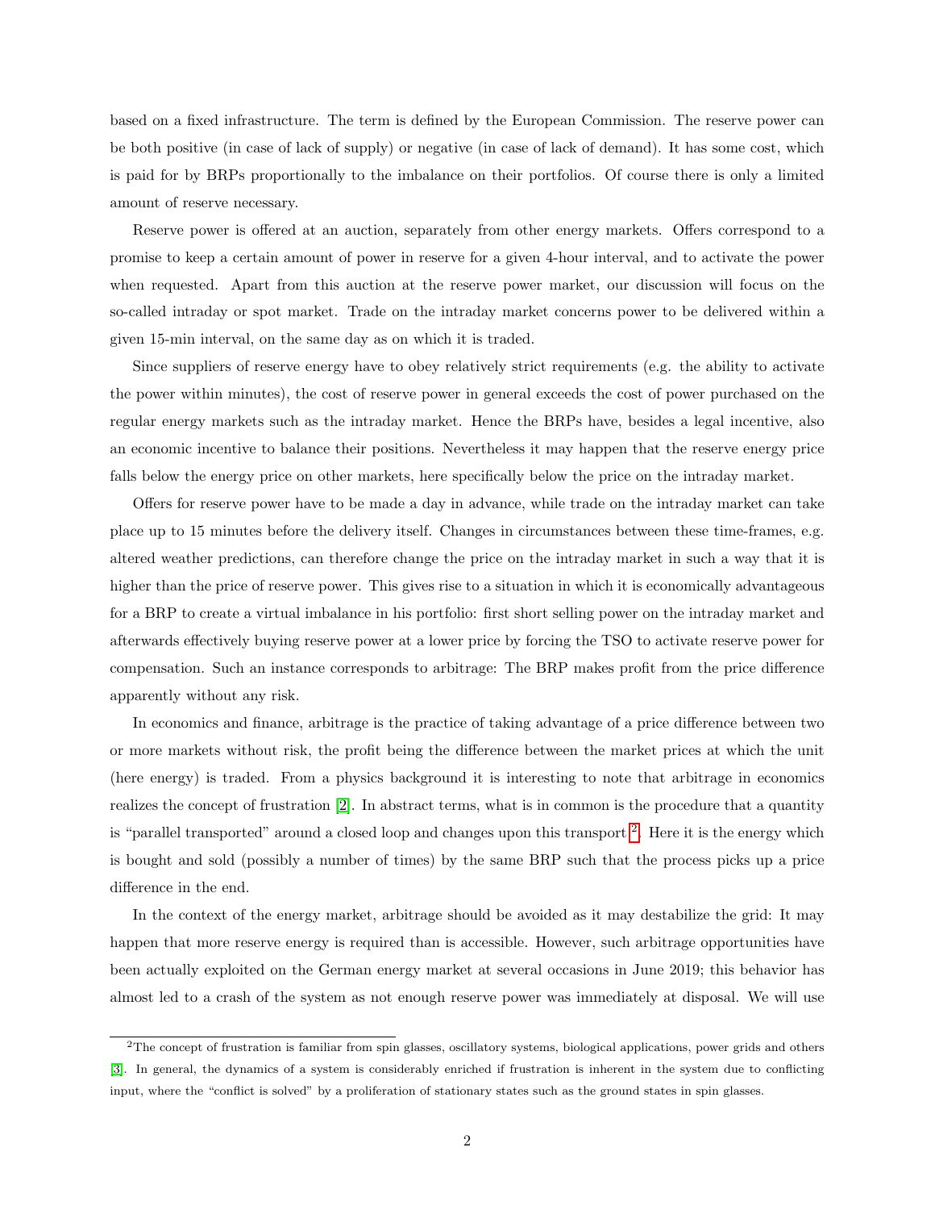based on a fixed infrastructure. The term is defined by the European Commission. The reserve power can be both positive (in case of lack of supply) or negative (in case of lack of demand). It has some cost, which is paid for by BRPs proportionally to the imbalance on their portfolios. Of course there is only a limited amount of reserve necessary.

Reserve power is offered at an auction, separately from other energy markets. Offers correspond to a promise to keep a certain amount of power in reserve for a given 4-hour interval, and to activate the power when requested. Apart from this auction at the reserve power market, our discussion will focus on the so-called intraday or spot market. Trade on the intraday market concerns power to be delivered within a given 15-min interval, on the same day as on which it is traded.

Since suppliers of reserve energy have to obey relatively strict requirements (e.g. the ability to activate the power within minutes), the cost of reserve power in general exceeds the cost of power purchased on the regular energy markets such as the intraday market. Hence the BRPs have, besides a legal incentive, also an economic incentive to balance their positions. Nevertheless it may happen that the reserve energy price falls below the energy price on other markets, here specifically below the price on the intraday market.

Offers for reserve power have to be made a day in advance, while trade on the intraday market can take place up to 15 minutes before the delivery itself. Changes in circumstances between these time-frames, e.g. altered weather predictions, can therefore change the price on the intraday market in such a way that it is higher than the price of reserve power. This gives rise to a situation in which it is economically advantageous for a BRP to create a virtual imbalance in his portfolio: first short selling power on the intraday market and afterwards effectively buying reserve power at a lower price by forcing the TSO to activate reserve power for compensation. Such an instance corresponds to arbitrage: The BRP makes profit from the price difference apparently without any risk.

In economics and finance, arbitrage is the practice of taking advantage of a price difference between two or more markets without risk, the profit being the difference between the market prices at which the unit (here energy) is traded. From a physics background it is interesting to note that arbitrage in economics realizes the concept of frustration [2]. In abstract terms, what is in common is the procedure that a quantity is "parallel transported" around a closed loop and changes upon this transport [2]. Here it is the energy which is bought and sold (possibly a number of times) by the same BRP such that the process picks up a price difference in the end.

In the context of the energy market, arbitrage should be avoided as it may destabilize the grid: It may happen that more reserve energy is required than is accessible. However, such arbitrage opportunities have been actually exploited on the German energy market at several occasions in June 2019; this behavior has almost led to a crash of the system as not enough reserve power was immediately at disposal. We will use

[2] The concept of frustration is familiar from spin glasses, oscillatory systems, biological applications, power grids and others [3]. In general, the dynamics of a system is considerably enriched if frustration is inherent in the system due to conflicting input, where the "conflict is solved" by a proliferation of stationary states such as the ground states in spin glasses.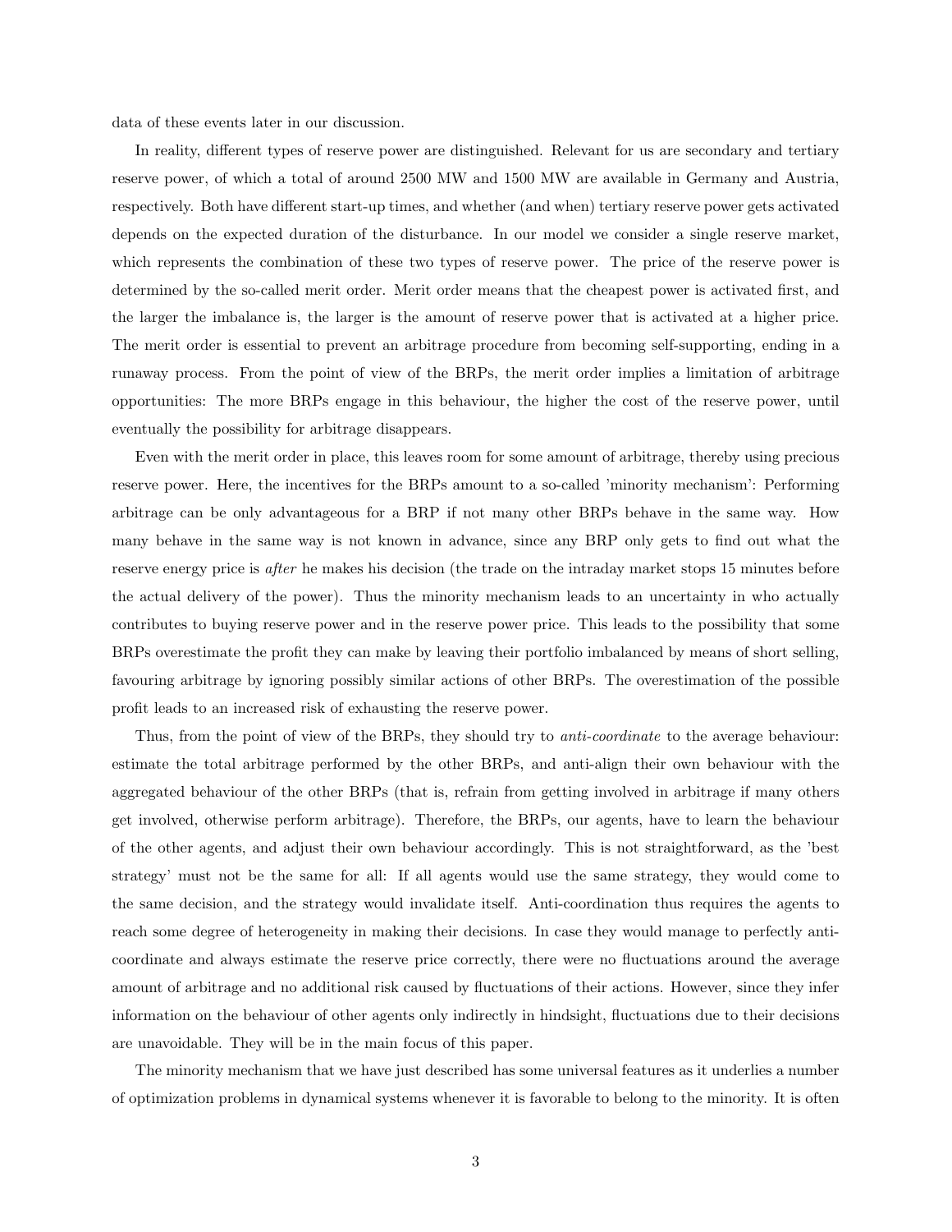data of these events later in our discussion.

In reality, different types of reserve power are distinguished. Relevant for us are secondary and tertiary reserve power, of which a total of around 2500 MW and 1500 MW are available in Germany and Austria, respectively. Both have different start-up times, and whether (and when) tertiary reserve power gets activated depends on the expected duration of the disturbance. In our model we consider a single reserve market, which represents the combination of these two types of reserve power. The price of the reserve power is determined by the so-called merit order. Merit order means that the cheapest power is activated first, and the larger the imbalance is, the larger is the amount of reserve power that is activated at a higher price. The merit order is essential to prevent an arbitrage procedure from becoming self-supporting, ending in a runaway process. From the point of view of the BRPs, the merit order implies a limitation of arbitrage opportunities: The more BRPs engage in this behaviour, the higher the cost of the reserve power, until eventually the possibility for arbitrage disappears.

Even with the merit order in place, this leaves room for some amount of arbitrage, thereby using precious reserve power. Here, the incentives for the BRPs amount to a so-called 'minority mechanism': Performing arbitrage can be only advantageous for a BRP if not many other BRPs behave in the same way. How many behave in the same way is not known in advance, since any BRP only gets to find out what the reserve energy price is *after* he makes his decision (the trade on the intraday market stops 15 minutes before the actual delivery of the power). Thus the minority mechanism leads to an uncertainty in who actually contributes to buying reserve power and in the reserve power price. This leads to the possibility that some BRPs overestimate the profit they can make by leaving their portfolio imbalanced by means of short selling, favouring arbitrage by ignoring possibly similar actions of other BRPs. The overestimation of the possible profit leads to an increased risk of exhausting the reserve power.

Thus, from the point of view of the BRPs, they should try to *anti-coordinate* to the average behaviour: estimate the total arbitrage performed by the other BRPs, and anti-align their own behaviour with the aggregated behaviour of the other BRPs (that is, refrain from getting involved in arbitrage if many others get involved, otherwise perform arbitrage). Therefore, the BRPs, our agents, have to learn the behaviour of the other agents, and adjust their own behaviour accordingly. This is not straightforward, as the 'best strategy' must not be the same for all: If all agents would use the same strategy, they would come to the same decision, and the strategy would invalidate itself. Anti-coordination thus requires the agents to reach some degree of heterogeneity in making their decisions. In case they would manage to perfectly anti-coordinate and always estimate the reserve price correctly, there were no fluctuations around the average amount of arbitrage and no additional risk caused by fluctuations of their actions. However, since they infer information on the behaviour of other agents only indirectly in hindsight, fluctuations due to their decisions are unavoidable. They will be in the main focus of this paper.

The minority mechanism that we have just described has some universal features as it underlies a number of optimization problems in dynamical systems whenever it is favorable to belong to the minority. It is often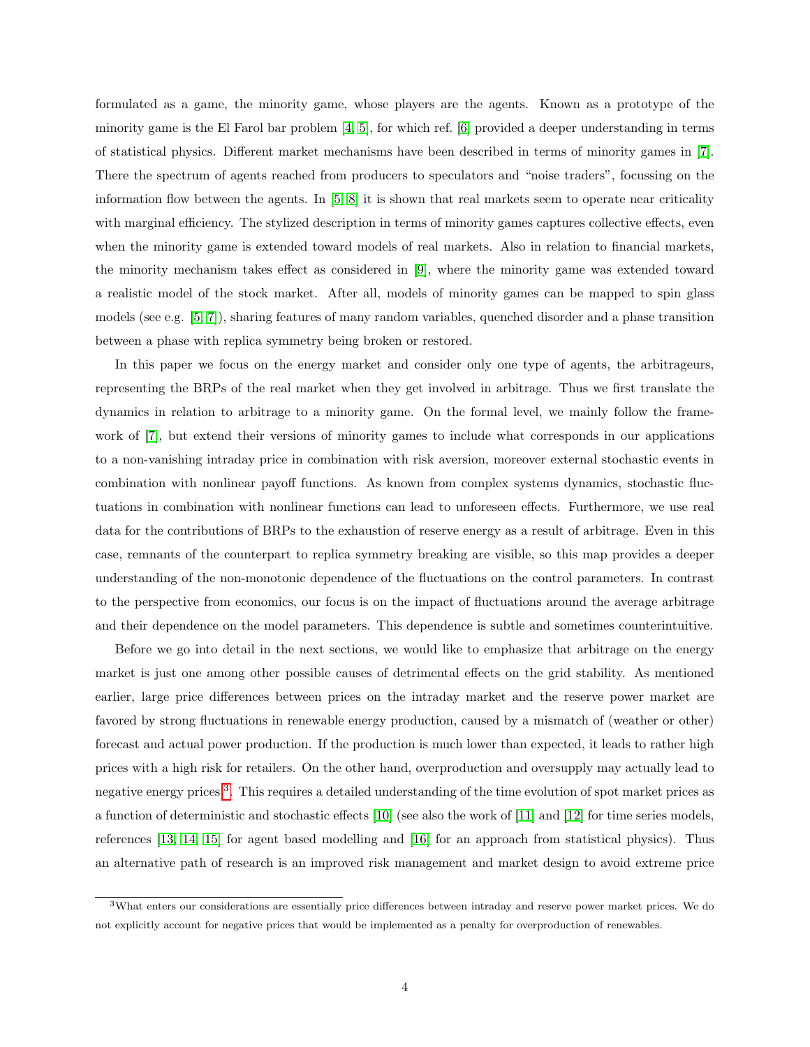formulated as a game, the minority game, whose players are the agents. Known as a prototype of the minority game is the El Farol bar problem [4, 5], for which ref. [6] provided a deeper understanding in terms of statistical physics. Different market mechanisms have been described in terms of minority games in [7]. There the spectrum of agents reached from producers to speculators and "noise traders", focussing on the information flow between the agents. In [5, 8] it is shown that real markets seem to operate near criticality with marginal efficiency. The stylized description in terms of minority games captures collective effects, even when the minority game is extended toward models of real markets. Also in relation to financial markets, the minority mechanism takes effect as considered in [9], where the minority game was extended toward a realistic model of the stock market. After all, models of minority games can be mapped to spin glass models (see e.g. [5, 7]), sharing features of many random variables, quenched disorder and a phase transition between a phase with replica symmetry being broken or restored.

In this paper we focus on the energy market and consider only one type of agents, the arbitrageurs, representing the BRPs of the real market when they get involved in arbitrage. Thus we first translate the dynamics in relation to arbitrage to a minority game. On the formal level, we mainly follow the framework of [7], but extend their versions of minority games to include what corresponds in our applications to a non-vanishing intraday price in combination with risk aversion, moreover external stochastic events in combination with nonlinear payoff functions. As known from complex systems dynamics, stochastic fluctuations in combination with nonlinear functions can lead to unforeseen effects. Furthermore, we use real data for the contributions of BRPs to the exhaustion of reserve energy as a result of arbitrage. Even in this case, remnants of the counterpart to replica symmetry breaking are visible, so this map provides a deeper understanding of the non-monotonic dependence of the fluctuations on the control parameters. In contrast to the perspective from economics, our focus is on the impact of fluctuations around the average arbitrage and their dependence on the model parameters. This dependence is subtle and sometimes counterintuitive.

Before we go into detail in the next sections, we would like to emphasize that arbitrage on the energy market is just one among other possible causes of detrimental effects on the grid stability. As mentioned earlier, large price differences between prices on the intraday market and the reserve power market are favored by strong fluctuations in renewable energy production, caused by a mismatch of (weather or other) forecast and actual power production. If the production is much lower than expected, it leads to rather high prices with a high risk for retailers. On the other hand, overproduction and oversupply may actually lead to negative energy prices[3]. This requires a detailed understanding of the time evolution of spot market prices as a function of deterministic and stochastic effects [10] (see also the work of [11] and [12] for time series models, references [13, 14, 15] for agent based modelling and [16] for an approach from statistical physics). Thus an alternative path of research is an improved risk management and market design to avoid extreme price

[3] What enters our considerations are essentially price differences between intraday and reserve power market prices. We do not explicitly account for negative prices that would be implemented as a penalty for overproduction of renewables.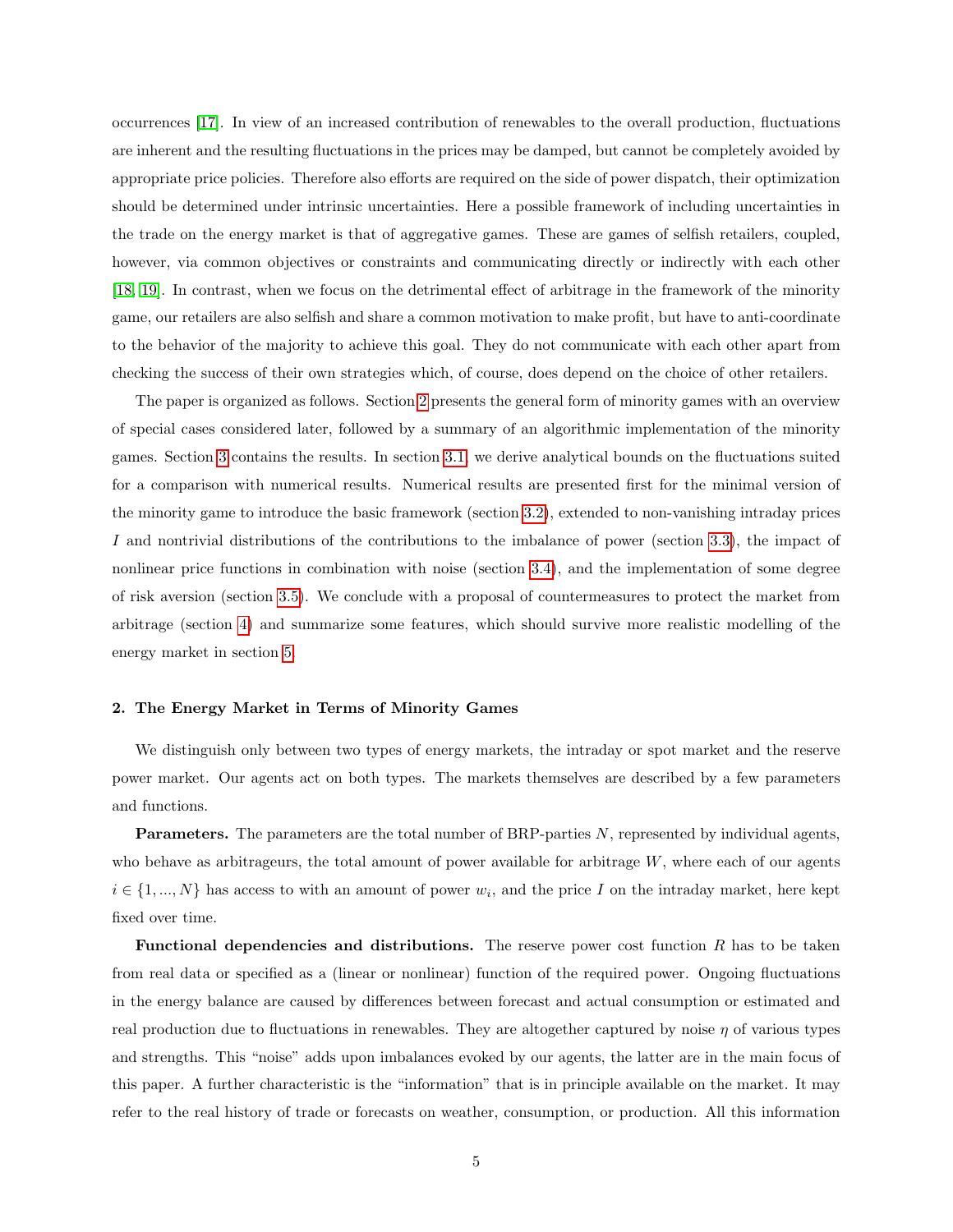occurrences [17]. In view of an increased contribution of renewables to the overall production, fluctuations are inherent and the resulting fluctuations in the prices may be damped, but cannot be completely avoided by appropriate price policies. Therefore also efforts are required on the side of power dispatch, their optimization should be determined under intrinsic uncertainties. Here a possible framework of including uncertainties in the trade on the energy market is that of aggregative games. These are games of selfish retailers, coupled, however, via common objectives or constraints and communicating directly or indirectly with each other [18, 19]. In contrast, when we focus on the detrimental effect of arbitrage in the framework of the minority game, our retailers are also selfish and share a common motivation to make profit, but have to anti-coordinate to the behavior of the majority to achieve this goal. They do not communicate with each other apart from checking the success of their own strategies which, of course, does depend on the choice of other retailers.

The paper is organized as follows. Section 2 presents the general form of minority games with an overview of special cases considered later, followed by a summary of an algorithmic implementation of the minority games. Section 3 contains the results. In section 3.1, we derive analytical bounds on the fluctuations suited for a comparison with numerical results. Numerical results are presented first for the minimal version of the minority game to introduce the basic framework (section 3.2), extended to non-vanishing intraday prices $I$ and nontrivial distributions of the contributions to the imbalance of power (section 3.3), the impact of nonlinear price functions in combination with noise (section 3.4), and the implementation of some degree of risk aversion (section 3.5). We conclude with a proposal of countermeasures to protect the market from arbitrage (section 4) and summarize some features, which should survive more realistic modelling of the energy market in section 5.

## 2. The Energy Market in Terms of Minority Games

We distinguish only between two types of energy markets, the intraday or spot market and the reserve power market. Our agents act on both types. The markets themselves are described by a few parameters and functions.

**Parameters.** The parameters are the total number of BRP-parties $N$, represented by individual agents, who behave as arbitrageurs, the total amount of power available for arbitrage $W$, where each of our agents $i \in \{1, ..., N\}$ has access to with an amount of power $w_i$, and the price $I$ on the intraday market, here kept fixed over time.

**Functional dependencies and distributions.** The reserve power cost function $R$ has to be taken from real data or specified as a (linear or nonlinear) function of the required power. Ongoing fluctuations in the energy balance are caused by differences between forecast and actual consumption or estimated and real production due to fluctuations in renewables. They are altogether captured by noise $\eta$ of various types and strengths. This "noise" adds upon imbalances evoked by our agents, the latter are in the main focus of this paper. A further characteristic is the "information" that is in principle available on the market. It may refer to the real history of trade or forecasts on weather, consumption, or production. All this information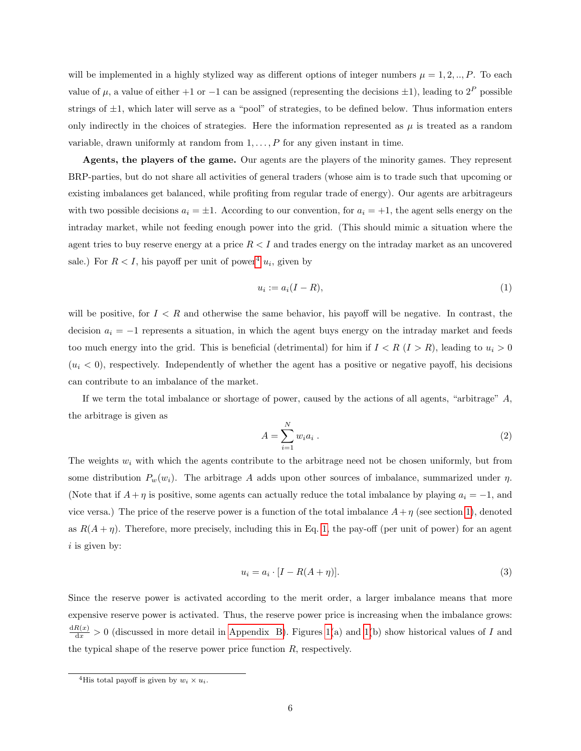will be implemented in a highly stylized way as different options of integer numbers $\mu = 1, 2, .., P$. To each value of $\mu$, a value of either +1 or −1 can be assigned (representing the decisions ±1), leading to $2^P$ possible strings of ±1, which later will serve as a "pool" of strategies, to be defined below. Thus information enters only indirectly in the choices of strategies. Here the information represented as $\mu$ is treated as a random variable, drawn uniformly at random from $1, \ldots, P$ for any given instant in time.

**Agents, the players of the game.** Our agents are the players of the minority games. They represent BRP-parties, but do not share all activities of general traders (whose aim is to trade such that upcoming or existing imbalances get balanced, while profiting from regular trade of energy). Our agents are arbitrageurs with two possible decisions $a_i = \pm 1$. According to our convention, for $a_i = +1$, the agent sells energy on the intraday market, while not feeding enough power into the grid. (This should mimic a situation where the agent tries to buy reserve energy at a price $R < I$ and trades energy on the intraday market as an uncovered sale.) For $R < I$, his payoff per unit of power[4] $u_i$, given by

$$u_i := a_i(I - R), \tag{1}$$

will be positive, for $I < R$ and otherwise the same behavior, his payoff will be negative. In contrast, the decision $a_i = -1$ represents a situation, in which the agent buys energy on the intraday market and feeds too much energy into the grid. This is beneficial (detrimental) for him if $I < R$ ($I > R$), leading to $u_i > 0$ ($u_i < 0$), respectively. Independently of whether the agent has a positive or negative payoff, his decisions can contribute to an imbalance of the market.

If we term the total imbalance or shortage of power, caused by the actions of all agents, "arbitrage" $A$, the arbitrage is given as

$$A = \sum_{i=1}^{N} w_i a_i \; . \tag{2}$$

The weights $w_i$ with which the agents contribute to the arbitrage need not be chosen uniformly, but from some distribution $P_w(w_i)$. The arbitrage $A$ adds upon other sources of imbalance, summarized under $\eta$. (Note that if $A + \eta$ is positive, some agents can actually reduce the total imbalance by playing $a_i = -1$, and vice versa.) The price of the reserve power is a function of the total imbalance $A + \eta$ (see section 1), denoted as $R(A + \eta)$. Therefore, more precisely, including this in Eq. 1, the pay-off (per unit of power) for an agent $i$ is given by:

$$u_i = a_i \cdot [I - R(A + \eta)]. \tag{3}$$

Since the reserve power is activated according to the merit order, a larger imbalance means that more expensive reserve power is activated. Thus, the reserve power price is increasing when the imbalance grows: $\frac{\mathrm{d}R(x)}{\mathrm{d}x} > 0$ (discussed in more detail in Appendix B). Figures 1(a) and 1(b) show historical values of $I$ and the typical shape of the reserve power price function $R$, respectively.

---

[4] His total payoff is given by $w_i \times u_i$.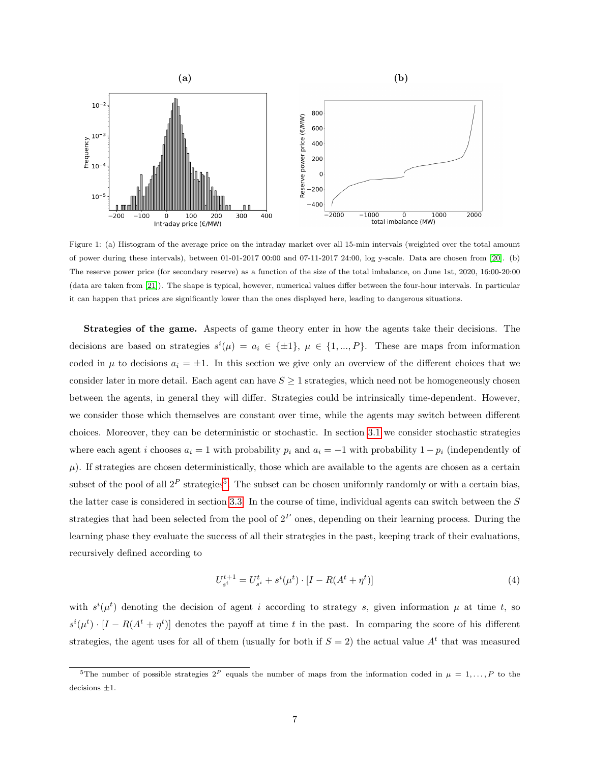Figure 1: (a) Histogram of the average price on the intraday market over all 15-min intervals (weighted over the total amount of power during these intervals), between 01-01-2017 00:00 and 07-11-2017 24:00, log y-scale. Data are chosen from [20]. (b) The reserve power price (for secondary reserve) as a function of the size of the total imbalance, on June 1st, 2020, 16:00-20:00 (data are taken from [21]). The shape is typical, however, numerical values differ between the four-hour intervals. In particular it can happen that prices are significantly lower than the ones displayed here, leading to dangerous situations.

**Strategies of the game.** Aspects of game theory enter in how the agents take their decisions. The decisions are based on strategies $s^i(\mu) = a_i \in \{\pm 1\}$, $\mu \in \{1, ..., P\}$. These are maps from information coded in $\mu$ to decisions $a_i = \pm 1$. In this section we give only an overview of the different choices that we consider later in more detail. Each agent can have $S \geq 1$ strategies, which need not be homogeneously chosen between the agents, in general they will differ. Strategies could be intrinsically time-dependent. However, we consider those which themselves are constant over time, while the agents may switch between different choices. Moreover, they can be deterministic or stochastic. In section 3.1 we consider stochastic strategies where each agent $i$ chooses $a_i = 1$ with probability $p_i$ and $a_i = -1$ with probability $1 - p_i$ (independently of $\mu$). If strategies are chosen deterministically, those which are available to the agents are chosen as a certain subset of the pool of all $2^P$ strategies[5]. The subset can be chosen uniformly randomly or with a certain bias, the latter case is considered in section 3.3. In the course of time, individual agents can switch between the $S$ strategies that had been selected from the pool of $2^P$ ones, depending on their learning process. During the learning phase they evaluate the success of all their strategies in the past, keeping track of their evaluations, recursively defined according to

$$U_{s^i}^{t+1} = U_{s^i}^t + s^i(\mu^t) \cdot [I - R(A^t + \eta^t)] \tag{4}$$

with $s^i(\mu^t)$ denoting the decision of agent $i$ according to strategy $s$, given information $\mu$ at time $t$, so $s^i(\mu^t) \cdot [I - R(A^t + \eta^t)]$ denotes the payoff at time $t$ in the past. In comparing the score of his different strategies, the agent uses for all of them (usually for both if $S = 2$) the actual value $A^t$ that was measured

[5]The number of possible strategies $2^P$ equals the number of maps from the information coded in $\mu = 1, \ldots, P$ to the decisions $\pm 1$.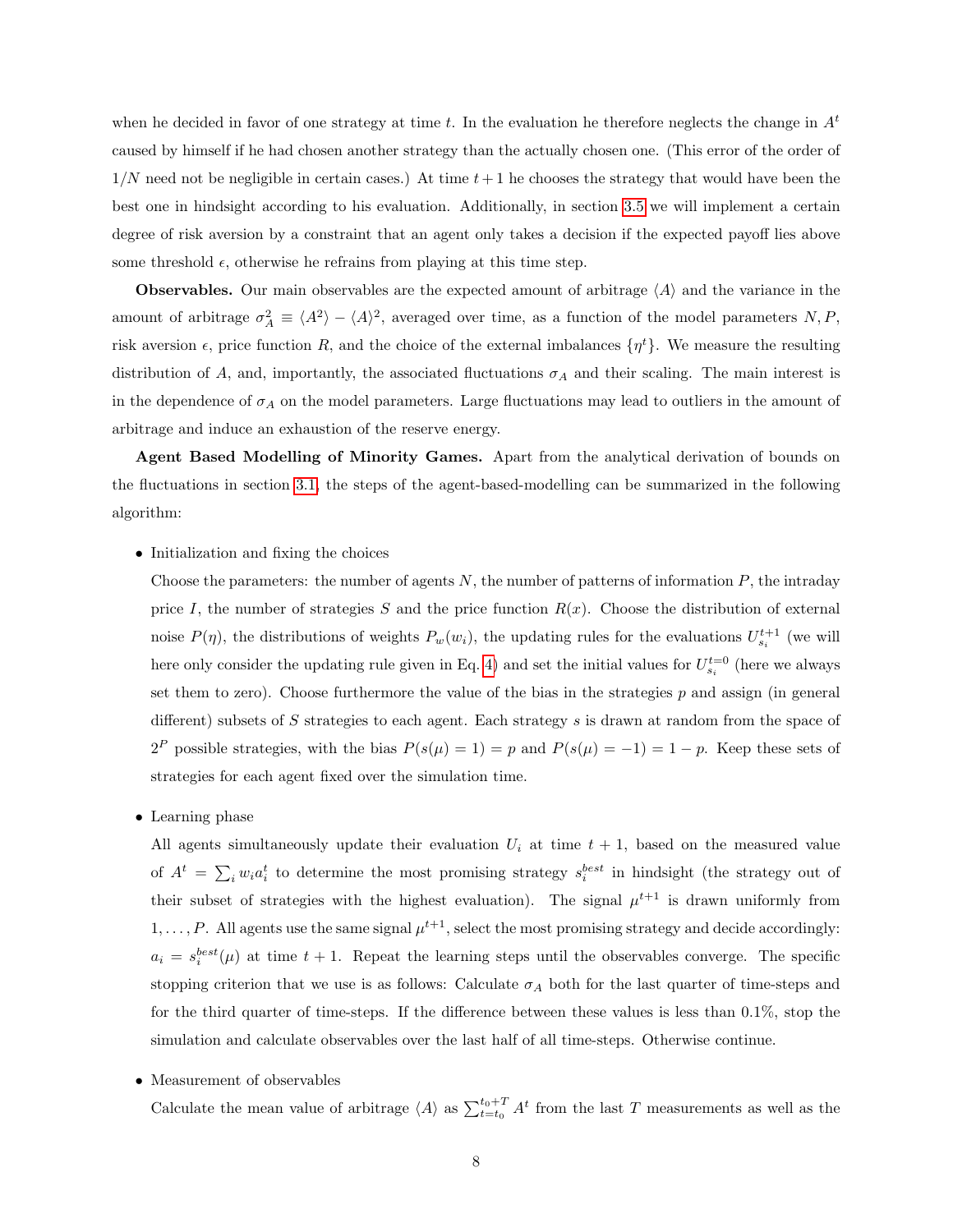when he decided in favor of one strategy at time $t$. In the evaluation he therefore neglects the change in $A^t$ caused by himself if he had chosen another strategy than the actually chosen one. (This error of the order of $1/N$ need not be negligible in certain cases.) At time $t+1$ he chooses the strategy that would have been the best one in hindsight according to his evaluation. Additionally, in section 3.5 we will implement a certain degree of risk aversion by a constraint that an agent only takes a decision if the expected payoff lies above some threshold $\epsilon$, otherwise he refrains from playing at this time step.

**Observables.** Our main observables are the expected amount of arbitrage $\langle A \rangle$ and the variance in the amount of arbitrage $\sigma_A^2 \equiv \langle A^2 \rangle - \langle A \rangle^2$, averaged over time, as a function of the model parameters $N, P$, risk aversion $\epsilon$, price function $R$, and the choice of the external imbalances $\{\eta^t\}$. We measure the resulting distribution of $A$, and, importantly, the associated fluctuations $\sigma_A$ and their scaling. The main interest is in the dependence of $\sigma_A$ on the model parameters. Large fluctuations may lead to outliers in the amount of arbitrage and induce an exhaustion of the reserve energy.

**Agent Based Modelling of Minority Games.** Apart from the analytical derivation of bounds on the fluctuations in section 3.1, the steps of the agent-based-modelling can be summarized in the following algorithm:

- Initialization and fixing the choices

  Choose the parameters: the number of agents $N$, the number of patterns of information $P$, the intraday price $I$, the number of strategies $S$ and the price function $R(x)$. Choose the distribution of external noise $P(\eta)$, the distributions of weights $P_w(w_i)$, the updating rules for the evaluations $U_{s_i}^{t+1}$ (we will here only consider the updating rule given in Eq. 4) and set the initial values for $U_{s_i}^{t=0}$ (here we always set them to zero). Choose furthermore the value of the bias in the strategies $p$ and assign (in general different) subsets of $S$ strategies to each agent. Each strategy $s$ is drawn at random from the space of $2^P$ possible strategies, with the bias $P(s(\mu) = 1) = p$ and $P(s(\mu) = -1) = 1 - p$. Keep these sets of strategies for each agent fixed over the simulation time.

- Learning phase

  All agents simultaneously update their evaluation $U_i$ at time $t+1$, based on the measured value of $A^t = \sum_i w_i a_i^t$ to determine the most promising strategy $s_i^{best}$ in hindsight (the strategy out of their subset of strategies with the highest evaluation). The signal $\mu^{t+1}$ is drawn uniformly from $1, \ldots, P$. All agents use the same signal $\mu^{t+1}$, select the most promising strategy and decide accordingly: $a_i = s_i^{best}(\mu)$ at time $t+1$. Repeat the learning steps until the observables converge. The specific stopping criterion that we use is as follows: Calculate $\sigma_A$ both for the last quarter of time-steps and for the third quarter of time-steps. If the difference between these values is less than 0.1%, stop the simulation and calculate observables over the last half of all time-steps. Otherwise continue.

- Measurement of observables

  Calculate the mean value of arbitrage $\langle A \rangle$ as $\sum_{t=t_0}^{t_0+T} A^t$ from the last $T$ measurements as well as the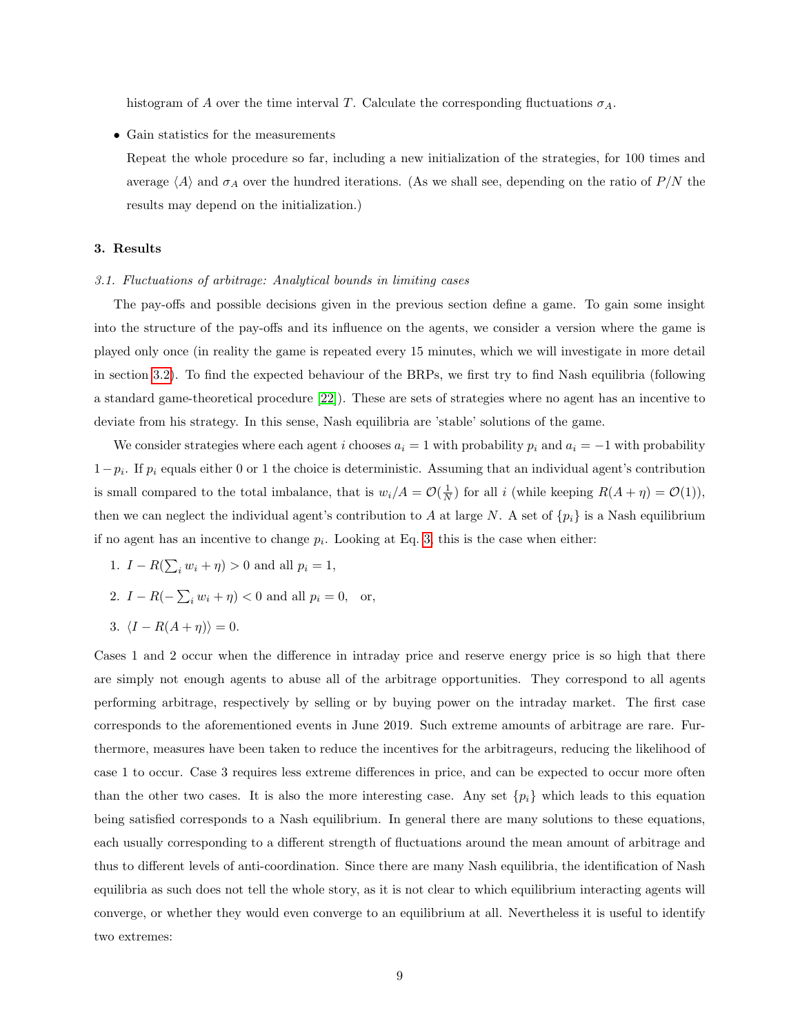histogram of $A$ over the time interval $T$. Calculate the corresponding fluctuations $\sigma_A$.

- Gain statistics for the measurements

  Repeat the whole procedure so far, including a new initialization of the strategies, for 100 times and average $\langle A \rangle$ and $\sigma_A$ over the hundred iterations. (As we shall see, depending on the ratio of $P/N$ the results may depend on the initialization.)

## 3. Results

### 3.1. Fluctuations of arbitrage: Analytical bounds in limiting cases

The pay-offs and possible decisions given in the previous section define a game. To gain some insight into the structure of the pay-offs and its influence on the agents, we consider a version where the game is played only once (in reality the game is repeated every 15 minutes, which we will investigate in more detail in section 3.2). To find the expected behaviour of the BRPs, we first try to find Nash equilibria (following a standard game-theoretical procedure [22]). These are sets of strategies where no agent has an incentive to deviate from his strategy. In this sense, Nash equilibria are 'stable' solutions of the game.

We consider strategies where each agent $i$ chooses $a_i = 1$ with probability $p_i$ and $a_i = -1$ with probability $1 - p_i$. If $p_i$ equals either 0 or 1 the choice is deterministic. Assuming that an individual agent's contribution is small compared to the total imbalance, that is $w_i/A = \mathcal{O}(\frac{1}{N})$ for all $i$ (while keeping $R(A+\eta) = \mathcal{O}(1)$), then we can neglect the individual agent's contribution to $A$ at large $N$. A set of $\{p_i\}$ is a Nash equilibrium if no agent has an incentive to change $p_i$. Looking at Eq. 3, this is the case when either:

1. $I - R(\sum_i w_i + \eta) > 0$ and all $p_i = 1$,
2. $I - R(-\sum_i w_i + \eta) < 0$ and all $p_i = 0$, or,
3. $\langle I - R(A + \eta) \rangle = 0$.

Cases 1 and 2 occur when the difference in intraday price and reserve energy price is so high that there are simply not enough agents to abuse all of the arbitrage opportunities. They correspond to all agents performing arbitrage, respectively by selling or by buying power on the intraday market. The first case corresponds to the aforementioned events in June 2019. Such extreme amounts of arbitrage are rare. Furthermore, measures have been taken to reduce the incentives for the arbitrageurs, reducing the likelihood of case 1 to occur. Case 3 requires less extreme differences in price, and can be expected to occur more often than the other two cases. It is also the more interesting case. Any set $\{p_i\}$ which leads to this equation being satisfied corresponds to a Nash equilibrium. In general there are many solutions to these equations, each usually corresponding to a different strength of fluctuations around the mean amount of arbitrage and thus to different levels of anti-coordination. Since there are many Nash equilibria, the identification of Nash equilibria as such does not tell the whole story, as it is not clear to which equilibrium interacting agents will converge, or whether they would even converge to an equilibrium at all. Nevertheless it is useful to identify two extremes: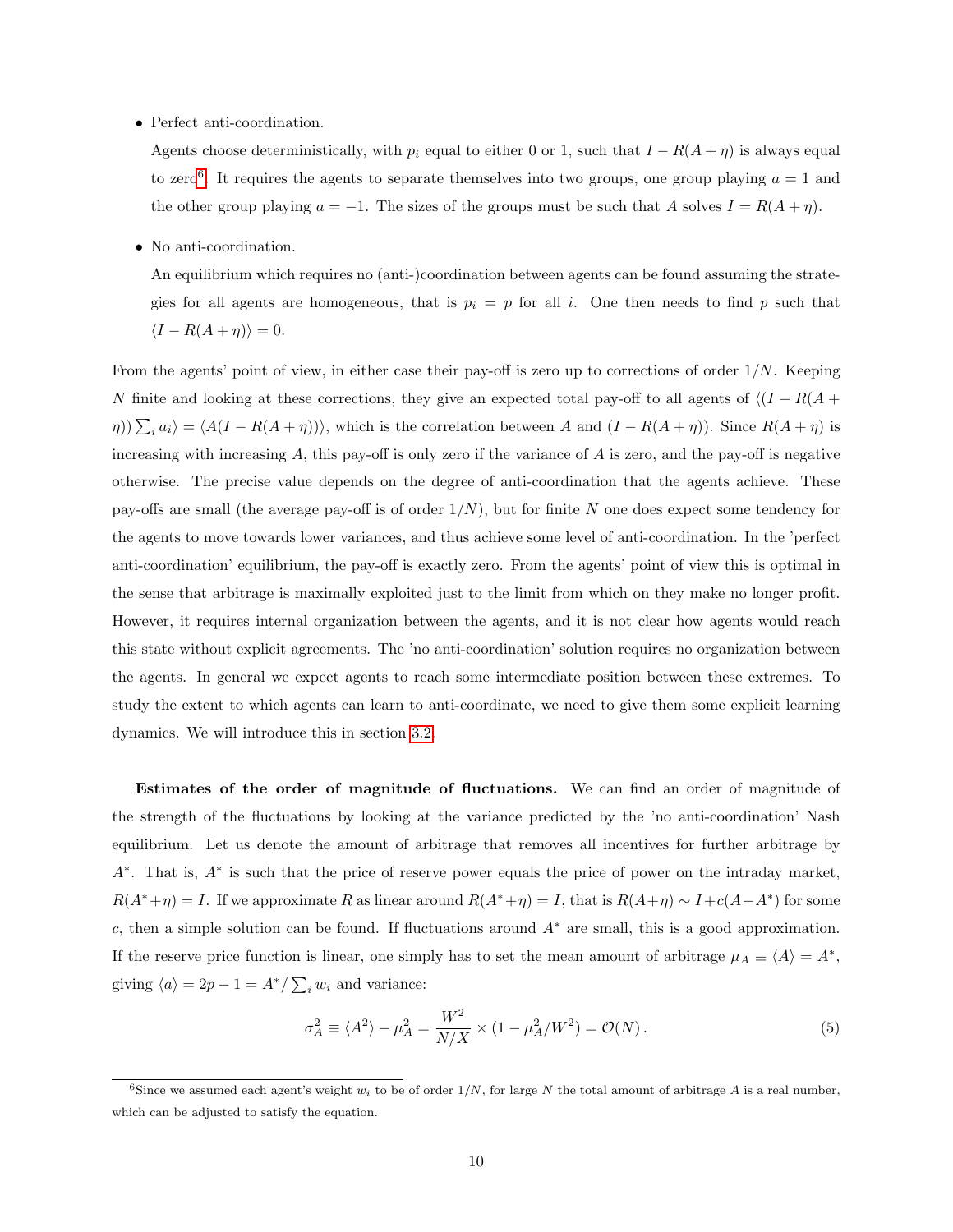- Perfect anti-coordination.

  Agents choose deterministically, with $p_i$ equal to either 0 or 1, such that $I - R(A+\eta)$ is always equal to zero[6]. It requires the agents to separate themselves into two groups, one group playing $a = 1$ and the other group playing $a = -1$. The sizes of the groups must be such that $A$ solves $I = R(A+\eta)$.

- No anti-coordination.

  An equilibrium which requires no (anti-)coordination between agents can be found assuming the strategies for all agents are homogeneous, that is $p_i = p$ for all $i$. One then needs to find $p$ such that $\langle I - R(A+\eta)\rangle = 0$.

From the agents' point of view, in either case their pay-off is zero up to corrections of order $1/N$. Keeping $N$ finite and looking at these corrections, they give an expected total pay-off to all agents of $\langle (I - R(A+\eta))\sum_i a_i\rangle = \langle A(I - R(A+\eta))\rangle$, which is the correlation between $A$ and $(I - R(A+\eta))$. Since $R(A+\eta)$ is increasing with increasing $A$, this pay-off is only zero if the variance of $A$ is zero, and the pay-off is negative otherwise. The precise value depends on the degree of anti-coordination that the agents achieve. These pay-offs are small (the average pay-off is of order $1/N$), but for finite $N$ one does expect some tendency for the agents to move towards lower variances, and thus achieve some level of anti-coordination. In the 'perfect anti-coordination' equilibrium, the pay-off is exactly zero. From the agents' point of view this is optimal in the sense that arbitrage is maximally exploited just to the limit from which on they make no longer profit. However, it requires internal organization between the agents, and it is not clear how agents would reach this state without explicit agreements. The 'no anti-coordination' solution requires no organization between the agents. In general we expect agents to reach some intermediate position between these extremes. To study the extent to which agents can learn to anti-coordinate, we need to give them some explicit learning dynamics. We will introduce this in section 3.2.

**Estimates of the order of magnitude of fluctuations.** We can find an order of magnitude of the strength of the fluctuations by looking at the variance predicted by the 'no anti-coordination' Nash equilibrium. Let us denote the amount of arbitrage that removes all incentives for further arbitrage by $A^*$. That is, $A^*$ is such that the price of reserve power equals the price of power on the intraday market, $R(A^*+\eta) = I$. If we approximate $R$ as linear around $R(A^*+\eta) = I$, that is $R(A+\eta) \sim I + c(A - A^*)$ for some $c$, then a simple solution can be found. If fluctuations around $A^*$ are small, this is a good approximation. If the reserve price function is linear, one simply has to set the mean amount of arbitrage $\mu_A \equiv \langle A\rangle = A^*$, giving $\langle a\rangle = 2p - 1 = A^*/\sum_i w_i$ and variance:

$$\sigma_A^2 \equiv \langle A^2\rangle - \mu_A^2 = \frac{W^2}{N/X} \times (1 - \mu_A^2/W^2) = \mathcal{O}(N)\,. \tag{5}$$

[6]Since we assumed each agent's weight $w_i$ to be of order $1/N$, for large $N$ the total amount of arbitrage $A$ is a real number, which can be adjusted to satisfy the equation.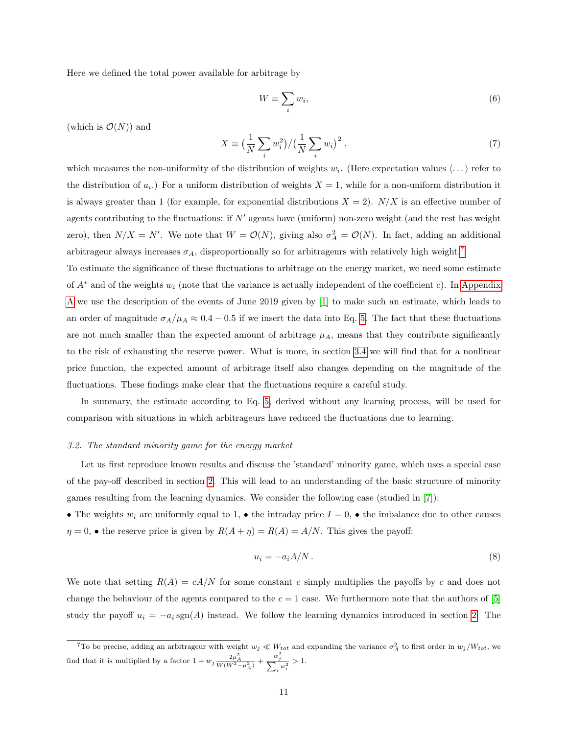Here we defined the total power available for arbitrage by

$$W \equiv \sum_i w_i, \tag{6}$$

(which is $\mathcal{O}(N)$) and

$$X \equiv \big(\frac{1}{N}\sum_i w_i^2\big)/\big(\frac{1}{N}\sum_i w_i\big)^2\,, \tag{7}$$

which measures the non-uniformity of the distribution of weights $w_i$. (Here expectation values $\langle \dots \rangle$ refer to the distribution of $a_i$.) For a uniform distribution of weights $X = 1$, while for a non-uniform distribution it is always greater than 1 (for example, for exponential distributions $X = 2$). $N/X$ is an effective number of agents contributing to the fluctuations: if $N'$ agents have (uniform) non-zero weight (and the rest has weight zero), then $N/X = N'$. We note that $W = \mathcal{O}(N)$, giving also $\sigma_A^2 = \mathcal{O}(N)$. In fact, adding an additional arbitrageur always increases $\sigma_A$, disproportionally so for arbitrageurs with relatively high weight.[7]

To estimate the significance of these fluctuations to arbitrage on the energy market, we need some estimate of $A^*$ and of the weights $w_i$ (note that the variance is actually independent of the coefficient $c$). In Appendix A we use the description of the events of June 2019 given by [1] to make such an estimate, which leads to an order of magnitude $\sigma_A/\mu_A \approx 0.4 - 0.5$ if we insert the data into Eq. 5. The fact that these fluctuations are not much smaller than the expected amount of arbitrage $\mu_A$, means that they contribute significantly to the risk of exhausting the reserve power. What is more, in section 3.4 we will find that for a nonlinear price function, the expected amount of arbitrage itself also changes depending on the magnitude of the fluctuations. These findings make clear that the fluctuations require a careful study.

In summary, the estimate according to Eq. 5, derived without any learning process, will be used for comparison with situations in which arbitrageurs have reduced the fluctuations due to learning.

### *3.2. The standard minority game for the energy market*

Let us first reproduce known results and discuss the 'standard' minority game, which uses a special case of the pay-off described in section 2. This will lead to an understanding of the basic structure of minority games resulting from the learning dynamics. We consider the following case (studied in [7]):

• The weights $w_i$ are uniformly equal to 1, • the intraday price $I = 0$, • the imbalance due to other causes $\eta = 0$, • the reserve price is given by $R(A + \eta) = R(A) = A/N$. This gives the payoff:

$$u_i = -a_i A/N\,. \tag{8}$$

We note that setting $R(A) = cA/N$ for some constant $c$ simply multiplies the payoffs by $c$ and does not change the behaviour of the agents compared to the $c = 1$ case. We furthermore note that the authors of [5] study the payoff $u_i = -a_i\,\mathrm{sgn}(A)$ instead. We follow the learning dynamics introduced in section 2. The

[7] To be precise, adding an arbitrageur with weight $w_j \ll W_{tot}$ and expanding the variance $\sigma_A^2$ to first order in $w_j/W_{tot}$, we find that it is multiplied by a factor $1 + w_j \frac{2\mu_A^2}{W(W^2-\mu_A^2)} + \frac{w_j^2}{\sum_i w_i^2} > 1$.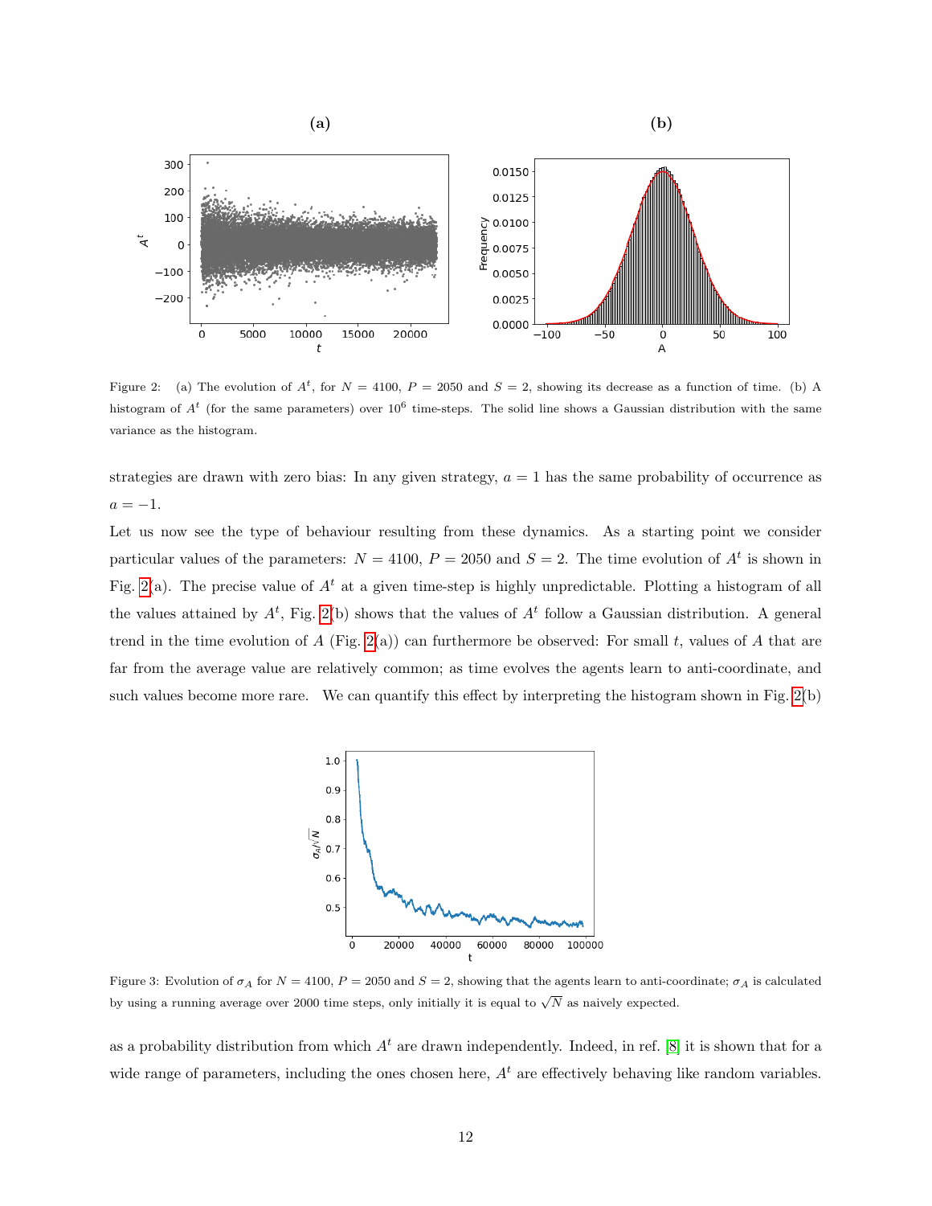Figure 2: (a) The evolution of $A^t$, for $N = 4100$, $P = 2050$ and $S = 2$, showing its decrease as a function of time. (b) A histogram of $A^t$ (for the same parameters) over $10^6$ time-steps. The solid line shows a Gaussian distribution with the same variance as the histogram.

strategies are drawn with zero bias: In any given strategy, $a = 1$ has the same probability of occurrence as $a = -1$.

Let us now see the type of behaviour resulting from these dynamics. As a starting point we consider particular values of the parameters: $N = 4100$, $P = 2050$ and $S = 2$. The time evolution of $A^t$ is shown in Fig. 2(a). The precise value of $A^t$ at a given time-step is highly unpredictable. Plotting a histogram of all the values attained by $A^t$, Fig. 2(b) shows that the values of $A^t$ follow a Gaussian distribution. A general trend in the time evolution of $A$ (Fig. 2(a)) can furthermore be observed: For small $t$, values of $A$ that are far from the average value are relatively common; as time evolves the agents learn to anti-coordinate, and such values become more rare. We can quantify this effect by interpreting the histogram shown in Fig. 2(b)

Figure 3: Evolution of $\sigma_A$ for $N = 4100$, $P = 2050$ and $S = 2$, showing that the agents learn to anti-coordinate; $\sigma_A$ is calculated by using a running average over 2000 time steps, only initially it is equal to $\sqrt{N}$ as naively expected.

as a probability distribution from which $A^t$ are drawn independently. Indeed, in ref. [8] it is shown that for a wide range of parameters, including the ones chosen here, $A^t$ are effectively behaving like random variables.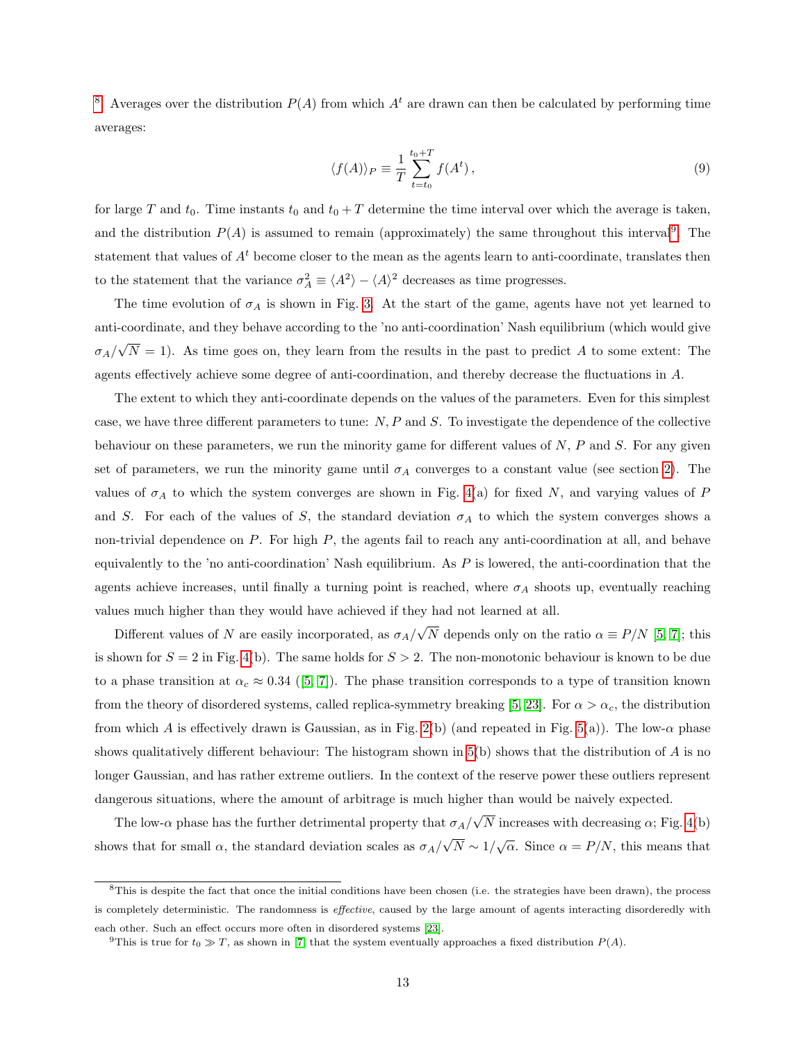[8] Averages over the distribution $P(A)$ from which $A^t$ are drawn can then be calculated by performing time averages:

$$\langle f(A)\rangle_P \equiv \frac{1}{T}\sum_{t=t_0}^{t_0+T} f(A^t)\,, \tag{9}$$

for large $T$ and $t_0$. Time instants $t_0$ and $t_0+T$ determine the time interval over which the average is taken, and the distribution $P(A)$ is assumed to remain (approximately) the same throughout this interval[9]. The statement that values of $A^t$ become closer to the mean as the agents learn to anti-coordinate, translates then to the statement that the variance $\sigma_A^2 \equiv \langle A^2\rangle - \langle A\rangle^2$ decreases as time progresses.

The time evolution of $\sigma_A$ is shown in Fig. 3. At the start of the game, agents have not yet learned to anti-coordinate, and they behave according to the 'no anti-coordination' Nash equilibrium (which would give $\sigma_A/\sqrt{N}=1$). As time goes on, they learn from the results in the past to predict $A$ to some extent: The agents effectively achieve some degree of anti-coordination, and thereby decrease the fluctuations in $A$.

The extent to which they anti-coordinate depends on the values of the parameters. Even for this simplest case, we have three different parameters to tune: $N, P$ and $S$. To investigate the dependence of the collective behaviour on these parameters, we run the minority game for different values of $N$, $P$ and $S$. For any given set of parameters, we run the minority game until $\sigma_A$ converges to a constant value (see section 2). The values of $\sigma_A$ to which the system converges are shown in Fig. 4(a) for fixed $N$, and varying values of $P$ and $S$. For each of the values of $S$, the standard deviation $\sigma_A$ to which the system converges shows a non-trivial dependence on $P$. For high $P$, the agents fail to reach any anti-coordination at all, and behave equivalently to the 'no anti-coordination' Nash equilibrium. As $P$ is lowered, the anti-coordination that the agents achieve increases, until finally a turning point is reached, where $\sigma_A$ shoots up, eventually reaching values much higher than they would have achieved if they had not learned at all.

Different values of $N$ are easily incorporated, as $\sigma_A/\sqrt{N}$ depends only on the ratio $\alpha \equiv P/N$ [5, 7]; this is shown for $S=2$ in Fig. 4(b). The same holds for $S>2$. The non-monotonic behaviour is known to be due to a phase transition at $\alpha_c \approx 0.34$ ([5, 7]). The phase transition corresponds to a type of transition known from the theory of disordered systems, called replica-symmetry breaking [5, 23]. For $\alpha > \alpha_c$, the distribution from which $A$ is effectively drawn is Gaussian, as in Fig. 2(b) (and repeated in Fig. 5(a)). The low-$\alpha$ phase shows qualitatively different behaviour: The histogram shown in 5(b) shows that the distribution of $A$ is no longer Gaussian, and has rather extreme outliers. In the context of the reserve power these outliers represent dangerous situations, where the amount of arbitrage is much higher than would be naively expected.

The low-$\alpha$ phase has the further detrimental property that $\sigma_A/\sqrt{N}$ increases with decreasing $\alpha$; Fig. 4(b) shows that for small $\alpha$, the standard deviation scales as $\sigma_A/\sqrt{N} \sim 1/\sqrt{\alpha}$. Since $\alpha = P/N$, this means that

[8] This is despite the fact that once the initial conditions have been chosen (i.e. the strategies have been drawn), the process is completely deterministic. The randomness is *effective*, caused by the large amount of agents interacting disorderedly with each other. Such an effect occurs more often in disordered systems [23].

[9] This is true for $t_0 \gg T$, as shown in [7] that the system eventually approaches a fixed distribution $P(A)$.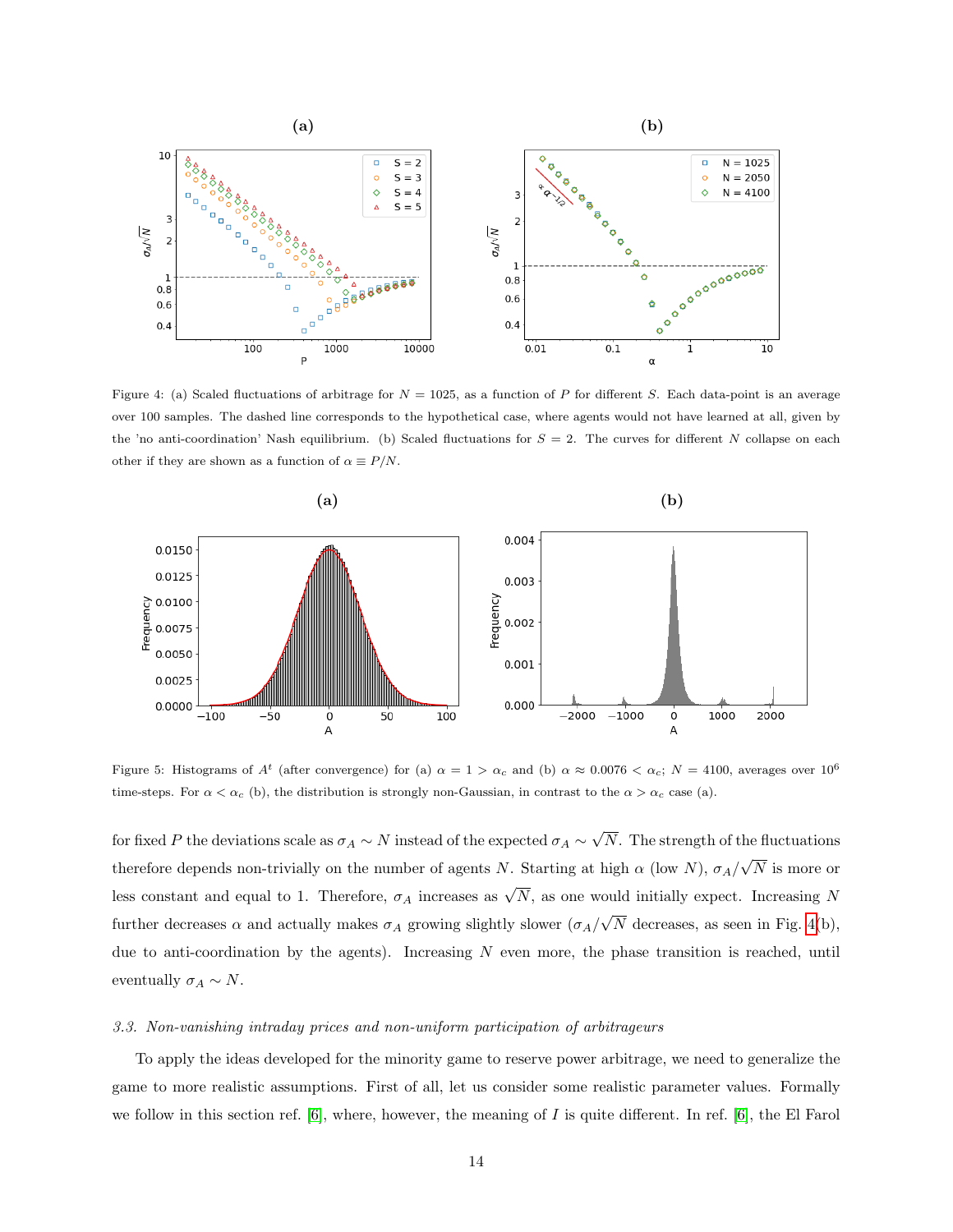Figure 4: (a) Scaled fluctuations of arbitrage for $N = 1025$, as a function of $P$ for different $S$. Each data-point is an average over 100 samples. The dashed line corresponds to the hypothetical case, where agents would not have learned at all, given by the 'no anti-coordination' Nash equilibrium. (b) Scaled fluctuations for $S = 2$. The curves for different $N$ collapse on each other if they are shown as a function of $\alpha \equiv P/N$.

Figure 5: Histograms of $A^t$ (after convergence) for (a) $\alpha = 1 > \alpha_c$ and (b) $\alpha \approx 0.0076 < \alpha_c$; $N = 4100$, averages over $10^6$ time-steps. For $\alpha < \alpha_c$ (b), the distribution is strongly non-Gaussian, in contrast to the $\alpha > \alpha_c$ case (a).

for fixed $P$ the deviations scale as $\sigma_A \sim N$ instead of the expected $\sigma_A \sim \sqrt{N}$. The strength of the fluctuations therefore depends non-trivially on the number of agents $N$. Starting at high $\alpha$ (low $N$), $\sigma_A/\sqrt{N}$ is more or less constant and equal to 1. Therefore, $\sigma_A$ increases as $\sqrt{N}$, as one would initially expect. Increasing $N$ further decreases $\alpha$ and actually makes $\sigma_A$ growing slightly slower ($\sigma_A/\sqrt{N}$ decreases, as seen in Fig. 4(b), due to anti-coordination by the agents). Increasing $N$ even more, the phase transition is reached, until eventually $\sigma_A \sim N$.

### 3.3. Non-vanishing intraday prices and non-uniform participation of arbitrageurs

To apply the ideas developed for the minority game to reserve power arbitrage, we need to generalize the game to more realistic assumptions. First of all, let us consider some realistic parameter values. Formally we follow in this section ref. [6], where, however, the meaning of $I$ is quite different. In ref. [6], the El Farol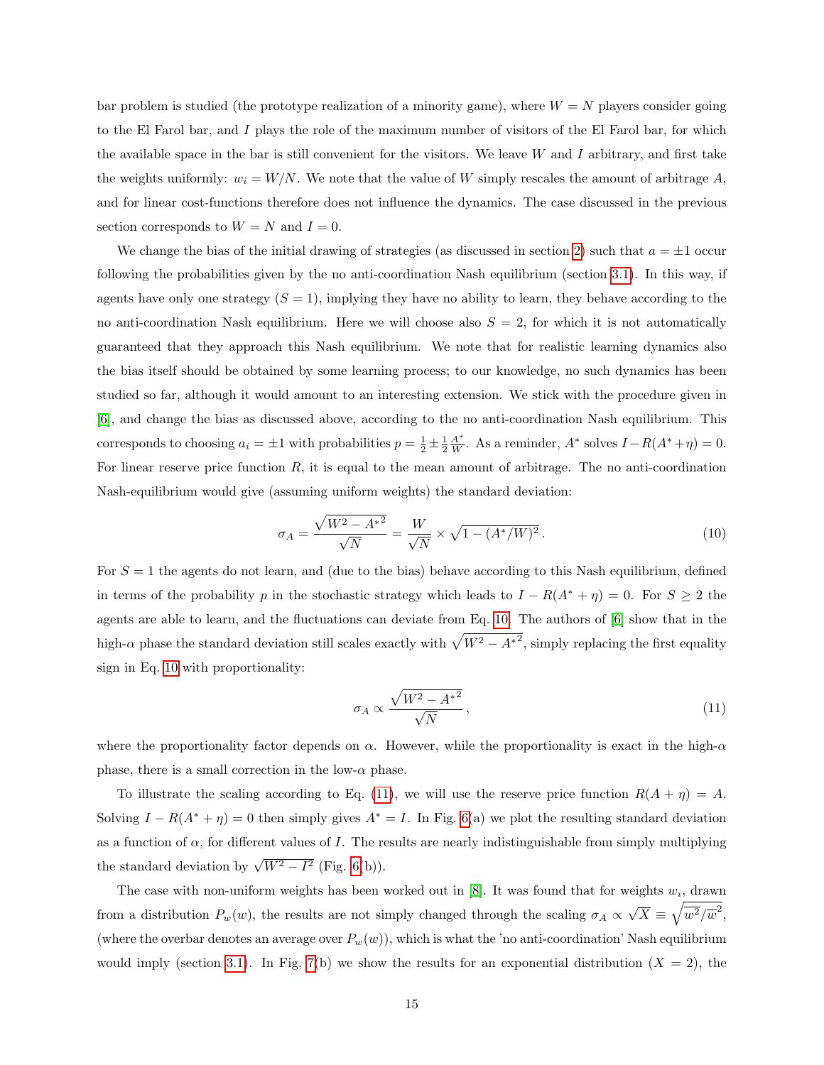bar problem is studied (the prototype realization of a minority game), where $W = N$ players consider going to the El Farol bar, and $I$ plays the role of the maximum number of visitors of the El Farol bar, for which the available space in the bar is still convenient for the visitors. We leave $W$ and $I$ arbitrary, and first take the weights uniformly: $w_i = W/N$. We note that the value of $W$ simply rescales the amount of arbitrage $A$, and for linear cost-functions therefore does not influence the dynamics. The case discussed in the previous section corresponds to $W = N$ and $I = 0$.

We change the bias of the initial drawing of strategies (as discussed in section 2) such that $a = \pm 1$ occur following the probabilities given by the no anti-coordination Nash equilibrium (section 3.1). In this way, if agents have only one strategy ($S = 1$), implying they have no ability to learn, they behave according to the no anti-coordination Nash equilibrium. Here we will choose also $S = 2$, for which it is not automatically guaranteed that they approach this Nash equilibrium. We note that for realistic learning dynamics also the bias itself should be obtained by some learning process; to our knowledge, no such dynamics has been studied so far, although it would amount to an interesting extension. We stick with the procedure given in [6], and change the bias as discussed above, according to the no anti-coordination Nash equilibrium. This corresponds to choosing $a_i = \pm 1$ with probabilities $p = \frac{1}{2} \pm \frac{1}{2}\frac{A^*}{W}$. As a reminder, $A^*$ solves $I - R(A^* + \eta) = 0$. For linear reserve price function $R$, it is equal to the mean amount of arbitrage. The no anti-coordination Nash-equilibrium would give (assuming uniform weights) the standard deviation:

$$\sigma_A = \frac{\sqrt{W^2 - A^{*2}}}{\sqrt{N}} = \frac{W}{\sqrt{N}} \times \sqrt{1 - (A^*/W)^2}\,. \tag{10}$$

For $S = 1$ the agents do not learn, and (due to the bias) behave according to this Nash equilibrium, defined in terms of the probability $p$ in the stochastic strategy which leads to $I - R(A^* + \eta) = 0$. For $S \geq 2$ the agents are able to learn, and the fluctuations can deviate from Eq. 10. The authors of [6] show that in the high-$\alpha$ phase the standard deviation still scales exactly with $\sqrt{W^2 - A^{*2}}$, simply replacing the first equality sign in Eq. 10 with proportionality:

$$\sigma_A \propto \frac{\sqrt{W^2 - A^{*2}}}{\sqrt{N}}\,, \tag{11}$$

where the proportionality factor depends on $\alpha$. However, while the proportionality is exact in the high-$\alpha$ phase, there is a small correction in the low-$\alpha$ phase.

To illustrate the scaling according to Eq. (11), we will use the reserve price function $R(A + \eta) = A$. Solving $I - R(A^* + \eta) = 0$ then simply gives $A^* = I$. In Fig. 6(a) we plot the resulting standard deviation as a function of $\alpha$, for different values of $I$. The results are nearly indistinguishable from simply multiplying the standard deviation by $\sqrt{W^2 - I^2}$ (Fig. 6(b)).

The case with non-uniform weights has been worked out in [8]. It was found that for weights $w_i$, drawn from a distribution $P_w(w)$, the results are not simply changed through the scaling $\sigma_A \propto \sqrt{X} \equiv \sqrt{\overline{w^2}/\overline{w}^2}$, (where the overbar denotes an average over $P_w(w)$), which is what the 'no anti-coordination' Nash equilibrium would imply (section 3.1). In Fig. 7(b) we show the results for an exponential distribution ($X = 2$), the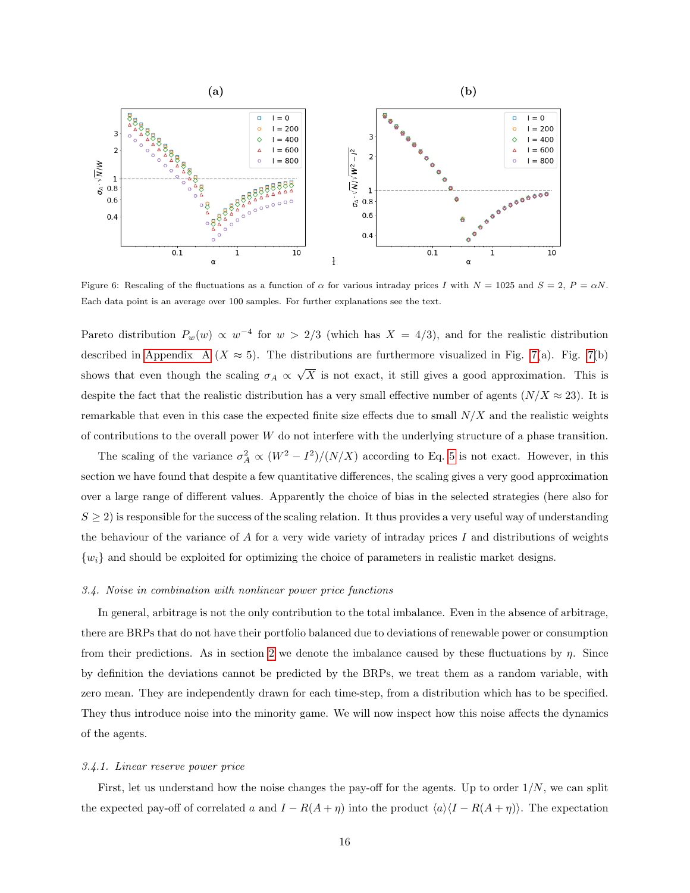Figure 6: Rescaling of the fluctuations as a function of $\alpha$ for various intraday prices $I$ with $N = 1025$ and $S = 2$, $P = \alpha N$. Each data point is an average over 100 samples. For further explanations see the text.

Pareto distribution $P_w(w) \propto w^{-4}$ for $w > 2/3$ (which has $X = 4/3$), and for the realistic distribution described in Appendix A ($X \approx 5$). The distributions are furthermore visualized in Fig. 7(a). Fig. 7(b) shows that even though the scaling $\sigma_A \propto \sqrt{X}$ is not exact, it still gives a good approximation. This is despite the fact that the realistic distribution has a very small effective number of agents ($N/X \approx 23$). It is remarkable that even in this case the expected finite size effects due to small $N/X$ and the realistic weights of contributions to the overall power $W$ do not interfere with the underlying structure of a phase transition.

The scaling of the variance $\sigma_A^2 \propto (W^2 - I^2)/(N/X)$ according to Eq. 5 is not exact. However, in this section we have found that despite a few quantitative differences, the scaling gives a very good approximation over a large range of different values. Apparently the choice of bias in the selected strategies (here also for $S \geq 2$) is responsible for the success of the scaling relation. It thus provides a very useful way of understanding the behaviour of the variance of $A$ for a very wide variety of intraday prices $I$ and distributions of weights $\{w_i\}$ and should be exploited for optimizing the choice of parameters in realistic market designs.

### 3.4. Noise in combination with nonlinear power price functions

In general, arbitrage is not the only contribution to the total imbalance. Even in the absence of arbitrage, there are BRPs that do not have their portfolio balanced due to deviations of renewable power or consumption from their predictions. As in section 2 we denote the imbalance caused by these fluctuations by $\eta$. Since by definition the deviations cannot be predicted by the BRPs, we treat them as a random variable, with zero mean. They are independently drawn for each time-step, from a distribution which has to be specified. They thus introduce noise into the minority game. We will now inspect how this noise affects the dynamics of the agents.

#### 3.4.1. Linear reserve power price

First, let us understand how the noise changes the pay-off for the agents. Up to order $1/N$, we can split the expected pay-off of correlated $a$ and $I - R(A + \eta)$ into the product $\langle a \rangle \langle I - R(A + \eta) \rangle$. The expectation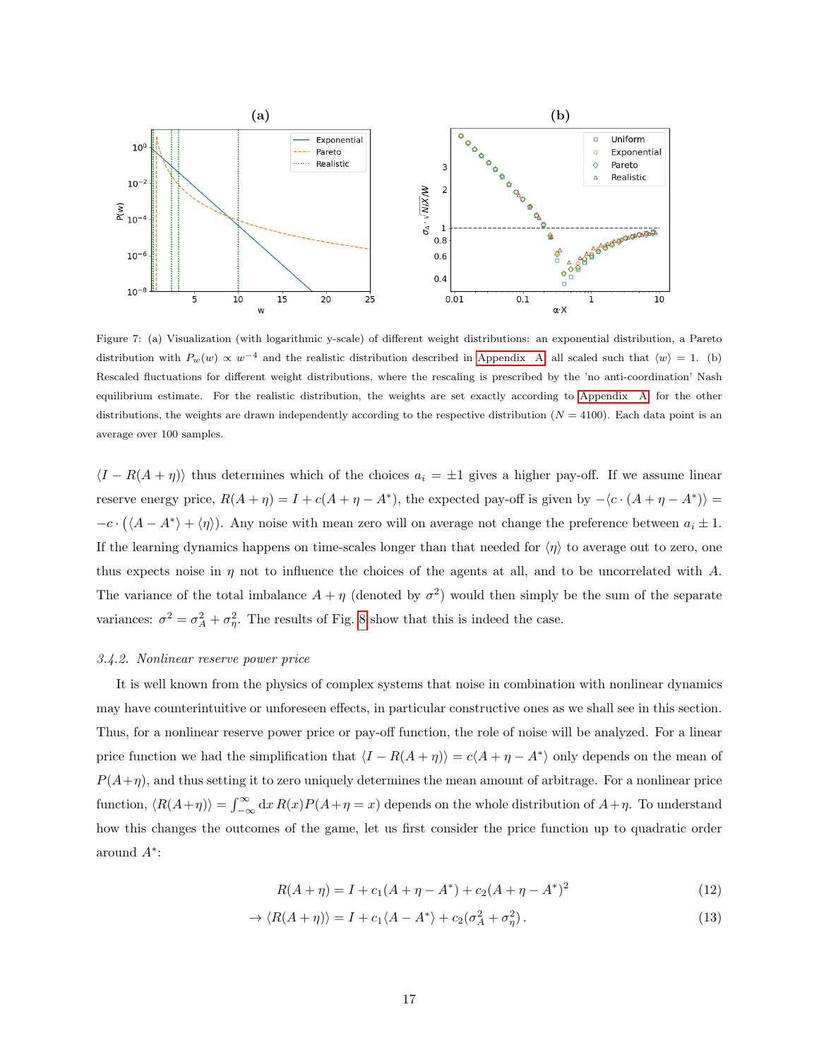Figure 7: (a) Visualization (with logarithmic y-scale) of different weight distributions: an exponential distribution, a Pareto distribution with $P_w(w) \propto w^{-4}$ and the realistic distribution described in Appendix A, all scaled such that $\langle w \rangle = 1$. (b) Rescaled fluctuations for different weight distributions, where the rescaling is prescribed by the 'no anti-coordination' Nash equilibrium estimate. For the realistic distribution, the weights are set exactly according to Appendix A, for the other distributions, the weights are drawn independently according to the respective distribution ($N = 4100$). Each data point is an average over 100 samples.

$\langle I - R(A+\eta) \rangle$ thus determines which of the choices $a_i = \pm 1$ gives a higher pay-off. If we assume linear reserve energy price, $R(A+\eta) = I + c(A + \eta - A^*)$, the expected pay-off is given by $-\langle c \cdot (A + \eta - A^*) \rangle = -c \cdot (\langle A - A^* \rangle + \langle \eta \rangle)$. Any noise with mean zero will on average not change the preference between $a_i \pm 1$. If the learning dynamics happens on time-scales longer than that needed for $\langle \eta \rangle$ to average out to zero, one thus expects noise in $\eta$ not to influence the choices of the agents at all, and to be uncorrelated with $A$. The variance of the total imbalance $A + \eta$ (denoted by $\sigma^2$) would then simply be the sum of the separate variances: $\sigma^2 = \sigma_A^2 + \sigma_\eta^2$. The results of Fig. 8 show that this is indeed the case.

### *3.4.2. Nonlinear reserve power price*

It is well known from the physics of complex systems that noise in combination with nonlinear dynamics may have counterintuitive or unforeseen effects, in particular constructive ones as we shall see in this section. Thus, for a nonlinear reserve power price or pay-off function, the role of noise will be analyzed. For a linear price function we had the simplification that $\langle I - R(A+\eta) \rangle = c\langle A + \eta - A^* \rangle$ only depends on the mean of $P(A+\eta)$, and thus setting it to zero uniquely determines the mean amount of arbitrage. For a nonlinear price function, $\langle R(A+\eta) \rangle = \int_{-\infty}^{\infty} \mathrm{d}x \, R(x) P(A+\eta = x)$ depends on the whole distribution of $A+\eta$. To understand how this changes the outcomes of the game, let us first consider the price function up to quadratic order around $A^*$:

$$R(A+\eta) = I + c_1(A + \eta - A^*) + c_2(A + \eta - A^*)^2 \tag{12}$$

$$\rightarrow \langle R(A+\eta) \rangle = I + c_1 \langle A - A^* \rangle + c_2(\sigma_A^2 + \sigma_\eta^2) \,. \tag{13}$$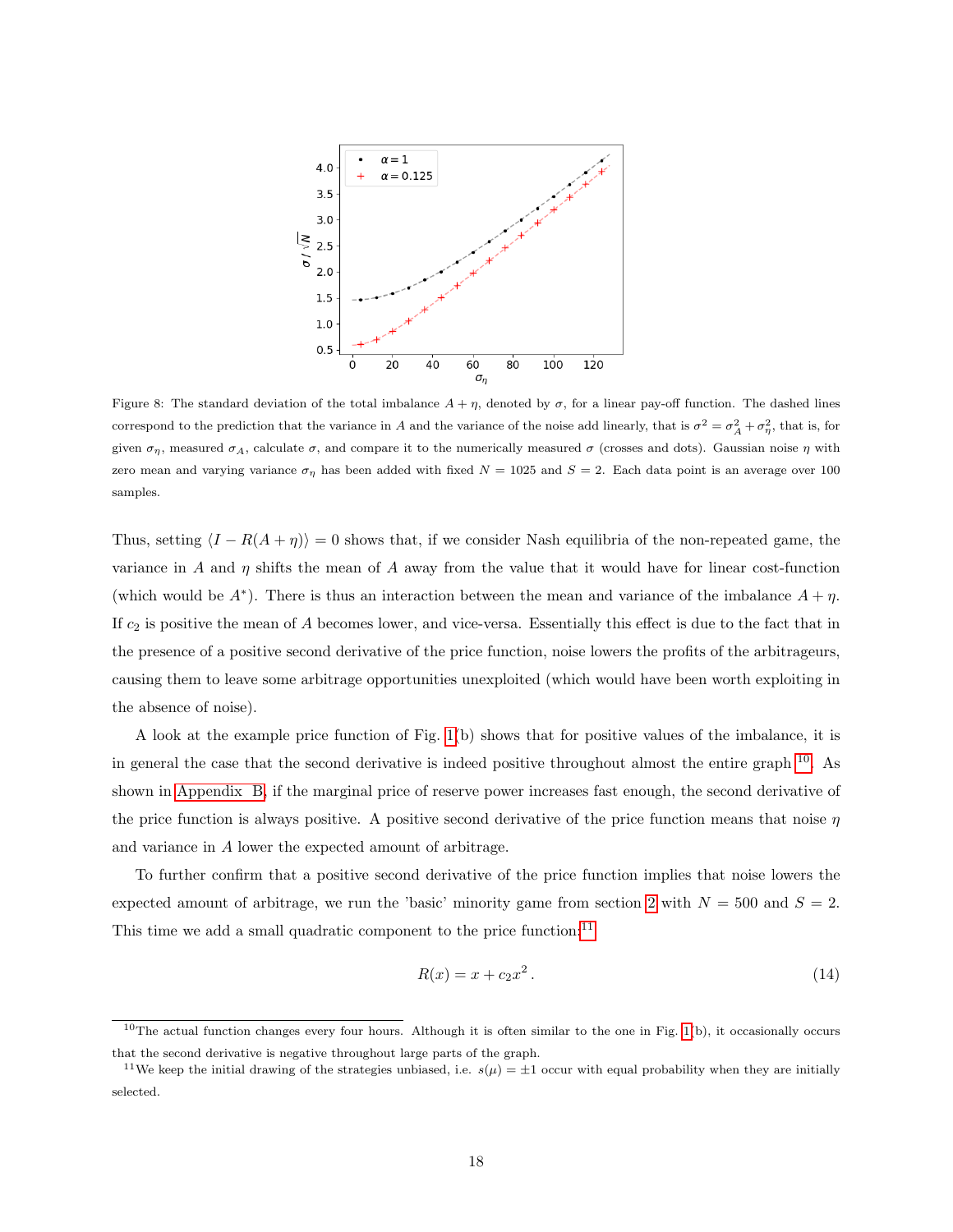Figure 8: The standard deviation of the total imbalance $A + \eta$, denoted by $\sigma$, for a linear pay-off function. The dashed lines correspond to the prediction that the variance in $A$ and the variance of the noise add linearly, that is $\sigma^2 = \sigma_A^2 + \sigma_\eta^2$, that is, for given $\sigma_\eta$, measured $\sigma_A$, calculate $\sigma$, and compare it to the numerically measured $\sigma$ (crosses and dots). Gaussian noise $\eta$ with zero mean and varying variance $\sigma_\eta$ has been added with fixed $N = 1025$ and $S = 2$. Each data point is an average over 100 samples.

Thus, setting $\langle I - R(A + \eta)\rangle = 0$ shows that, if we consider Nash equilibria of the non-repeated game, the variance in $A$ and $\eta$ shifts the mean of $A$ away from the value that it would have for linear cost-function (which would be $A^*$). There is thus an interaction between the mean and variance of the imbalance $A + \eta$. If $c_2$ is positive the mean of $A$ becomes lower, and vice-versa. Essentially this effect is due to the fact that in the presence of a positive second derivative of the price function, noise lowers the profits of the arbitrageurs, causing them to leave some arbitrage opportunities unexploited (which would have been worth exploiting in the absence of noise).

A look at the example price function of Fig. 1(b) shows that for positive values of the imbalance, it is in general the case that the second derivative is indeed positive throughout almost the entire graph [10]. As shown in Appendix B, if the marginal price of reserve power increases fast enough, the second derivative of the price function is always positive. A positive second derivative of the price function means that noise $\eta$ and variance in $A$ lower the expected amount of arbitrage.

To further confirm that a positive second derivative of the price function implies that noise lowers the expected amount of arbitrage, we run the 'basic' minority game from section 2 with $N = 500$ and $S = 2$. This time we add a small quadratic component to the price function: [11]

$$R(x) = x + c_2 x^2 \,. \tag{14}$$

[10] The actual function changes every four hours. Although it is often similar to the one in Fig. 1(b), it occasionally occurs that the second derivative is negative throughout large parts of the graph.

[11] We keep the initial drawing of the strategies unbiased, i.e. $s(\mu) = \pm 1$ occur with equal probability when they are initially selected.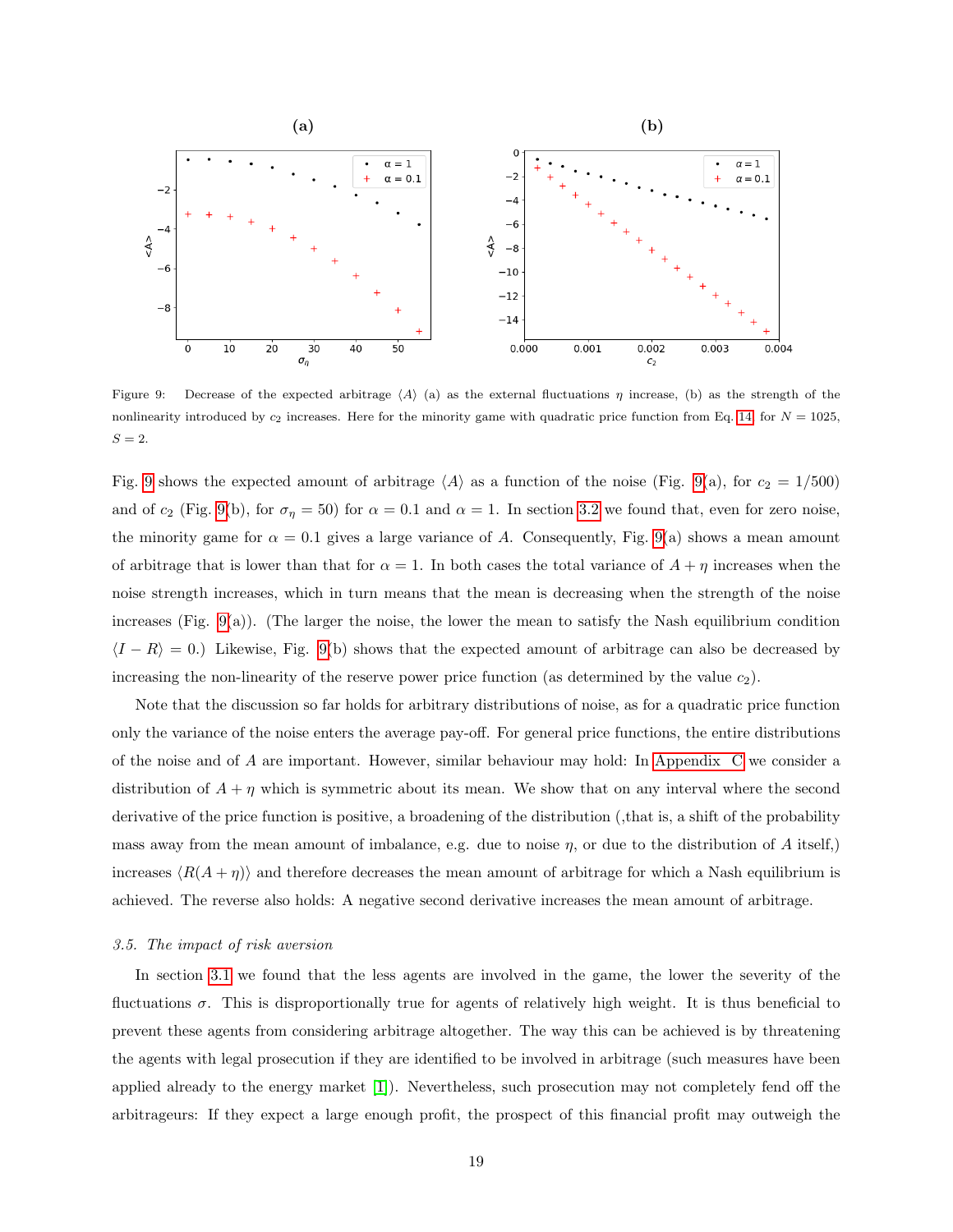Figure 9: Decrease of the expected arbitrage $\langle A \rangle$ (a) as the external fluctuations $\eta$ increase, (b) as the strength of the nonlinearity introduced by $c_2$ increases. Here for the minority game with quadratic price function from Eq. 14 for $N = 1025$, $S = 2$.

Fig. 9 shows the expected amount of arbitrage $\langle A \rangle$ as a function of the noise (Fig. 9(a), for $c_2 = 1/500$) and of $c_2$ (Fig. 9(b), for $\sigma_\eta = 50$) for $\alpha = 0.1$ and $\alpha = 1$. In section 3.2 we found that, even for zero noise, the minority game for $\alpha = 0.1$ gives a large variance of $A$. Consequently, Fig. 9(a) shows a mean amount of arbitrage that is lower than that for $\alpha = 1$. In both cases the total variance of $A + \eta$ increases when the noise strength increases, which in turn means that the mean is decreasing when the strength of the noise increases (Fig. 9(a)). (The larger the noise, the lower the mean to satisfy the Nash equilibrium condition $\langle I - R \rangle = 0$.) Likewise, Fig. 9(b) shows that the expected amount of arbitrage can also be decreased by increasing the non-linearity of the reserve power price function (as determined by the value $c_2$).

Note that the discussion so far holds for arbitrary distributions of noise, as for a quadratic price function only the variance of the noise enters the average pay-off. For general price functions, the entire distributions of the noise and of $A$ are important. However, similar behaviour may hold: In Appendix C we consider a distribution of $A + \eta$ which is symmetric about its mean. We show that on any interval where the second derivative of the price function is positive, a broadening of the distribution (,that is, a shift of the probability mass away from the mean amount of imbalance, e.g. due to noise $\eta$, or due to the distribution of $A$ itself,) increases $\langle R(A + \eta) \rangle$ and therefore decreases the mean amount of arbitrage for which a Nash equilibrium is achieved. The reverse also holds: A negative second derivative increases the mean amount of arbitrage.

### *3.5. The impact of risk aversion*

In section 3.1 we found that the less agents are involved in the game, the lower the severity of the fluctuations $\sigma$. This is disproportionally true for agents of relatively high weight. It is thus beneficial to prevent these agents from considering arbitrage altogether. The way this can be achieved is by threatening the agents with legal prosecution if they are identified to be involved in arbitrage (such measures have been applied already to the energy market [1]). Nevertheless, such prosecution may not completely fend off the arbitrageurs: If they expect a large enough profit, the prospect of this financial profit may outweigh the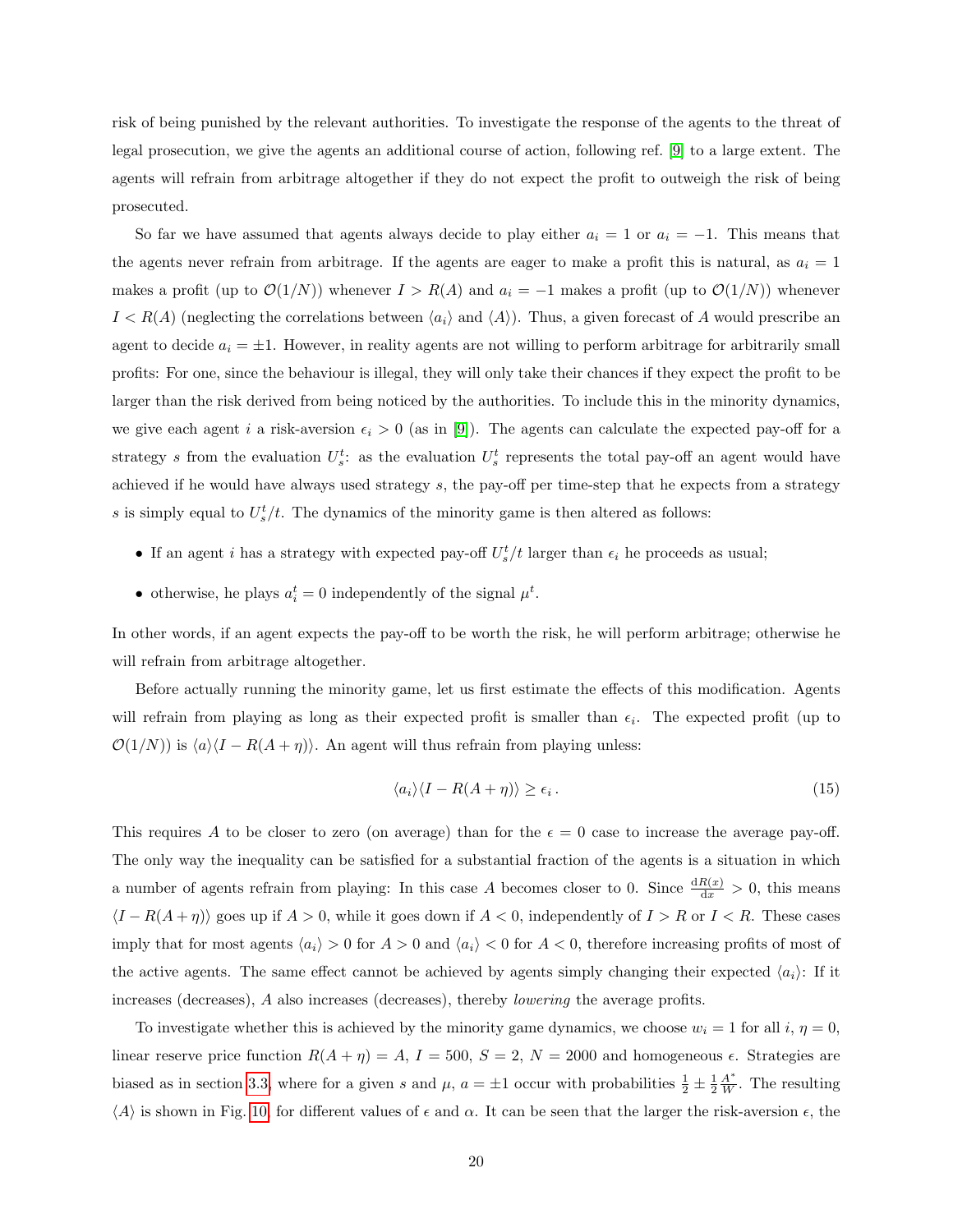risk of being punished by the relevant authorities. To investigate the response of the agents to the threat of legal prosecution, we give the agents an additional course of action, following ref. [9] to a large extent. The agents will refrain from arbitrage altogether if they do not expect the profit to outweigh the risk of being prosecuted.

So far we have assumed that agents always decide to play either $a_i = 1$ or $a_i = -1$. This means that the agents never refrain from arbitrage. If the agents are eager to make a profit this is natural, as $a_i = 1$ makes a profit (up to $\mathcal{O}(1/N)$) whenever $I > R(A)$ and $a_i = -1$ makes a profit (up to $\mathcal{O}(1/N)$) whenever $I < R(A)$ (neglecting the correlations between $\langle a_i \rangle$ and $\langle A \rangle$). Thus, a given forecast of $A$ would prescribe an agent to decide $a_i = \pm 1$. However, in reality agents are not willing to perform arbitrage for arbitrarily small profits: For one, since the behaviour is illegal, they will only take their chances if they expect the profit to be larger than the risk derived from being noticed by the authorities. To include this in the minority dynamics, we give each agent $i$ a risk-aversion $\epsilon_i > 0$ (as in [9]). The agents can calculate the expected pay-off for a strategy $s$ from the evaluation $U_s^t$: as the evaluation $U_s^t$ represents the total pay-off an agent would have achieved if he would have always used strategy $s$, the pay-off per time-step that he expects from a strategy $s$ is simply equal to $U_s^t/t$. The dynamics of the minority game is then altered as follows:

- If an agent $i$ has a strategy with expected pay-off $U_s^t/t$ larger than $\epsilon_i$ he proceeds as usual;
- otherwise, he plays $a_i^t = 0$ independently of the signal $\mu^t$.

In other words, if an agent expects the pay-off to be worth the risk, he will perform arbitrage; otherwise he will refrain from arbitrage altogether.

Before actually running the minority game, let us first estimate the effects of this modification. Agents will refrain from playing as long as their expected profit is smaller than $\epsilon_i$. The expected profit (up to $\mathcal{O}(1/N)$) is $\langle a \rangle \langle I - R(A + \eta) \rangle$. An agent will thus refrain from playing unless:

$$\langle a_i \rangle \langle I - R(A + \eta) \rangle \geq \epsilon_i \, . \tag{15}$$

This requires $A$ to be closer to zero (on average) than for the $\epsilon = 0$ case to increase the average pay-off. The only way the inequality can be satisfied for a substantial fraction of the agents is a situation in which a number of agents refrain from playing: In this case $A$ becomes closer to 0. Since $\frac{\mathrm{d}R(x)}{\mathrm{d}x} > 0$, this means $\langle I - R(A + \eta) \rangle$ goes up if $A > 0$, while it goes down if $A < 0$, independently of $I > R$ or $I < R$. These cases imply that for most agents $\langle a_i \rangle > 0$ for $A > 0$ and $\langle a_i \rangle < 0$ for $A < 0$, therefore increasing profits of most of the active agents. The same effect cannot be achieved by agents simply changing their expected $\langle a_i \rangle$: If it increases (decreases), $A$ also increases (decreases), thereby *lowering* the average profits.

To investigate whether this is achieved by the minority game dynamics, we choose $w_i = 1$ for all $i$, $\eta = 0$, linear reserve price function $R(A + \eta) = A$, $I = 500$, $S = 2$, $N = 2000$ and homogeneous $\epsilon$. Strategies are biased as in section 3.3, where for a given $s$ and $\mu$, $a = \pm 1$ occur with probabilities $\frac{1}{2} \pm \frac{1}{2} \frac{A^*}{W}$. The resulting $\langle A \rangle$ is shown in Fig. 10, for different values of $\epsilon$ and $\alpha$. It can be seen that the larger the risk-aversion $\epsilon$, the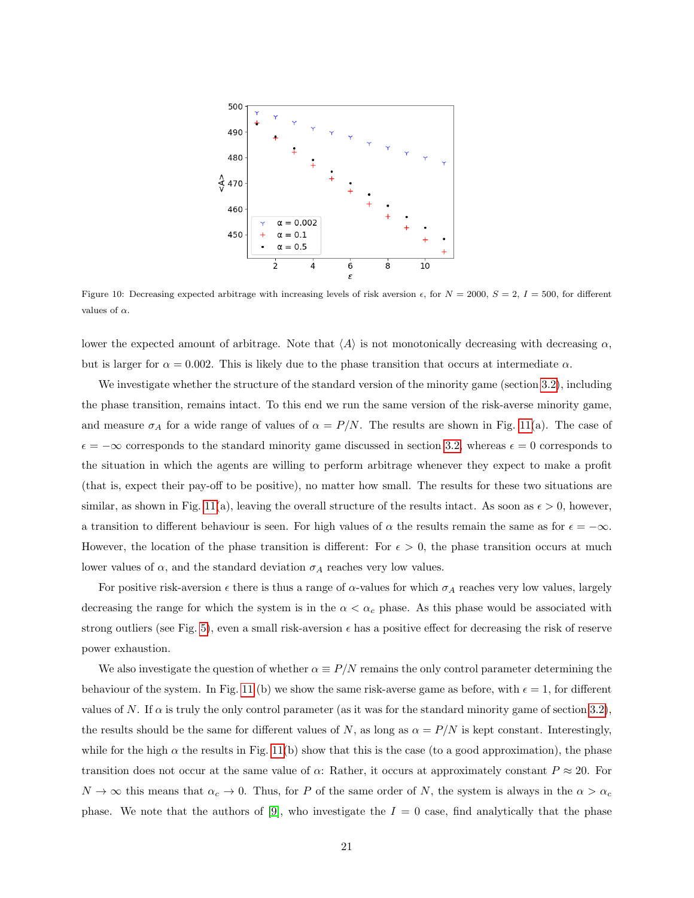Figure 10: Decreasing expected arbitrage with increasing levels of risk aversion $\epsilon$, for $N = 2000$, $S = 2$, $I = 500$, for different values of $\alpha$.

lower the expected amount of arbitrage. Note that $\langle A \rangle$ is not monotonically decreasing with decreasing $\alpha$, but is larger for $\alpha = 0.002$. This is likely due to the phase transition that occurs at intermediate $\alpha$.

We investigate whether the structure of the standard version of the minority game (section 3.2), including the phase transition, remains intact. To this end we run the same version of the risk-averse minority game, and measure $\sigma_A$ for a wide range of values of $\alpha = P/N$. The results are shown in Fig. 11(a). The case of $\epsilon = -\infty$ corresponds to the standard minority game discussed in section 3.2, whereas $\epsilon = 0$ corresponds to the situation in which the agents are willing to perform arbitrage whenever they expect to make a profit (that is, expect their pay-off to be positive), no matter how small. The results for these two situations are similar, as shown in Fig. 11(a), leaving the overall structure of the results intact. As soon as $\epsilon > 0$, however, a transition to different behaviour is seen. For high values of $\alpha$ the results remain the same as for $\epsilon = -\infty$. However, the location of the phase transition is different: For $\epsilon > 0$, the phase transition occurs at much lower values of $\alpha$, and the standard deviation $\sigma_A$ reaches very low values.

For positive risk-aversion $\epsilon$ there is thus a range of $\alpha$-values for which $\sigma_A$ reaches very low values, largely decreasing the range for which the system is in the $\alpha < \alpha_c$ phase. As this phase would be associated with strong outliers (see Fig. 5), even a small risk-aversion $\epsilon$ has a positive effect for decreasing the risk of reserve power exhaustion.

We also investigate the question of whether $\alpha \equiv P/N$ remains the only control parameter determining the behaviour of the system. In Fig. 11 (b) we show the same risk-averse game as before, with $\epsilon = 1$, for different values of $N$. If $\alpha$ is truly the only control parameter (as it was for the standard minority game of section 3.2), the results should be the same for different values of $N$, as long as $\alpha = P/N$ is kept constant. Interestingly, while for the high $\alpha$ the results in Fig. 11(b) show that this is the case (to a good approximation), the phase transition does not occur at the same value of $\alpha$: Rather, it occurs at approximately constant $P \approx 20$. For $N \to \infty$ this means that $\alpha_c \to 0$. Thus, for $P$ of the same order of $N$, the system is always in the $\alpha > \alpha_c$ phase. We note that the authors of [9], who investigate the $I = 0$ case, find analytically that the phase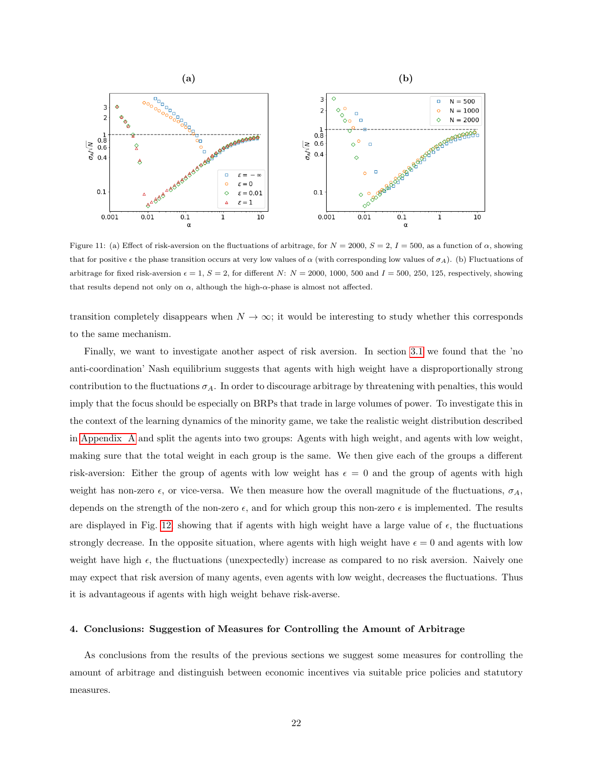Figure 11: (a) Effect of risk-aversion on the fluctuations of arbitrage, for $N = 2000$, $S = 2$, $I = 500$, as a function of $\alpha$, showing that for positive $\epsilon$ the phase transition occurs at very low values of $\alpha$ (with corresponding low values of $\sigma_A$). (b) Fluctuations of arbitrage for fixed risk-aversion $\epsilon = 1$, $S = 2$, for different $N$: $N = 2000$, 1000, 500 and $I = 500$, 250, 125, respectively, showing that results depend not only on $\alpha$, although the high-$\alpha$-phase is almost not affected.

transition completely disappears when $N \to \infty$; it would be interesting to study whether this corresponds to the same mechanism.

Finally, we want to investigate another aspect of risk aversion. In section 3.1 we found that the 'no anti-coordination' Nash equilibrium suggests that agents with high weight have a disproportionally strong contribution to the fluctuations $\sigma_A$. In order to discourage arbitrage by threatening with penalties, this would imply that the focus should be especially on BRPs that trade in large volumes of power. To investigate this in the context of the learning dynamics of the minority game, we take the realistic weight distribution described in Appendix A and split the agents into two groups: Agents with high weight, and agents with low weight, making sure that the total weight in each group is the same. We then give each of the groups a different risk-aversion: Either the group of agents with low weight has $\epsilon = 0$ and the group of agents with high weight has non-zero $\epsilon$, or vice-versa. We then measure how the overall magnitude of the fluctuations, $\sigma_A$, depends on the strength of the non-zero $\epsilon$, and for which group this non-zero $\epsilon$ is implemented. The results are displayed in Fig. 12, showing that if agents with high weight have a large value of $\epsilon$, the fluctuations strongly decrease. In the opposite situation, where agents with high weight have $\epsilon = 0$ and agents with low weight have high $\epsilon$, the fluctuations (unexpectedly) increase as compared to no risk aversion. Naively one may expect that risk aversion of many agents, even agents with low weight, decreases the fluctuations. Thus it is advantageous if agents with high weight behave risk-averse.

## 4. Conclusions: Suggestion of Measures for Controlling the Amount of Arbitrage

As conclusions from the results of the previous sections we suggest some measures for controlling the amount of arbitrage and distinguish between economic incentives via suitable price policies and statutory measures.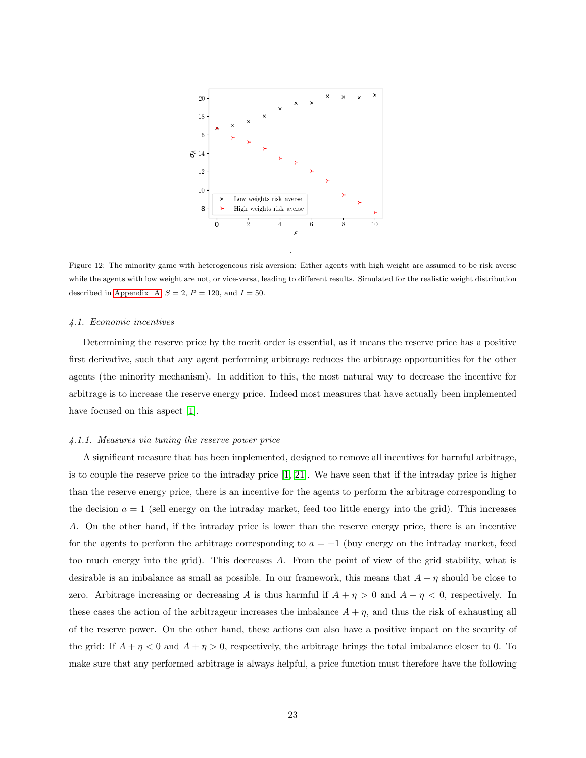Figure 12: The minority game with heterogeneous risk aversion: Either agents with high weight are assumed to be risk averse while the agents with low weight are not, or vice-versa, leading to different results. Simulated for the realistic weight distribution described in Appendix A, $S = 2$, $P = 120$, and $I = 50$.

#### 4.1. Economic incentives

Determining the reserve price by the merit order is essential, as it means the reserve price has a positive first derivative, such that any agent performing arbitrage reduces the arbitrage opportunities for the other agents (the minority mechanism). In addition to this, the most natural way to decrease the incentive for arbitrage is to increase the reserve energy price. Indeed most measures that have actually been implemented have focused on this aspect [1].

##### 4.1.1. Measures via tuning the reserve power price

A significant measure that has been implemented, designed to remove all incentives for harmful arbitrage, is to couple the reserve price to the intraday price [1, 21]. We have seen that if the intraday price is higher than the reserve energy price, there is an incentive for the agents to perform the arbitrage corresponding to the decision $a = 1$ (sell energy on the intraday market, feed too little energy into the grid). This increases $A$. On the other hand, if the intraday price is lower than the reserve energy price, there is an incentive for the agents to perform the arbitrage corresponding to $a = -1$ (buy energy on the intraday market, feed too much energy into the grid). This decreases $A$. From the point of view of the grid stability, what is desirable is an imbalance as small as possible. In our framework, this means that $A + \eta$ should be close to zero. Arbitrage increasing or decreasing $A$ is thus harmful if $A + \eta > 0$ and $A + \eta < 0$, respectively. In these cases the action of the arbitrageur increases the imbalance $A + \eta$, and thus the risk of exhausting all of the reserve power. On the other hand, these actions can also have a positive impact on the security of the grid: If $A + \eta < 0$ and $A + \eta > 0$, respectively, the arbitrage brings the total imbalance closer to 0. To make sure that any performed arbitrage is always helpful, a price function must therefore have the following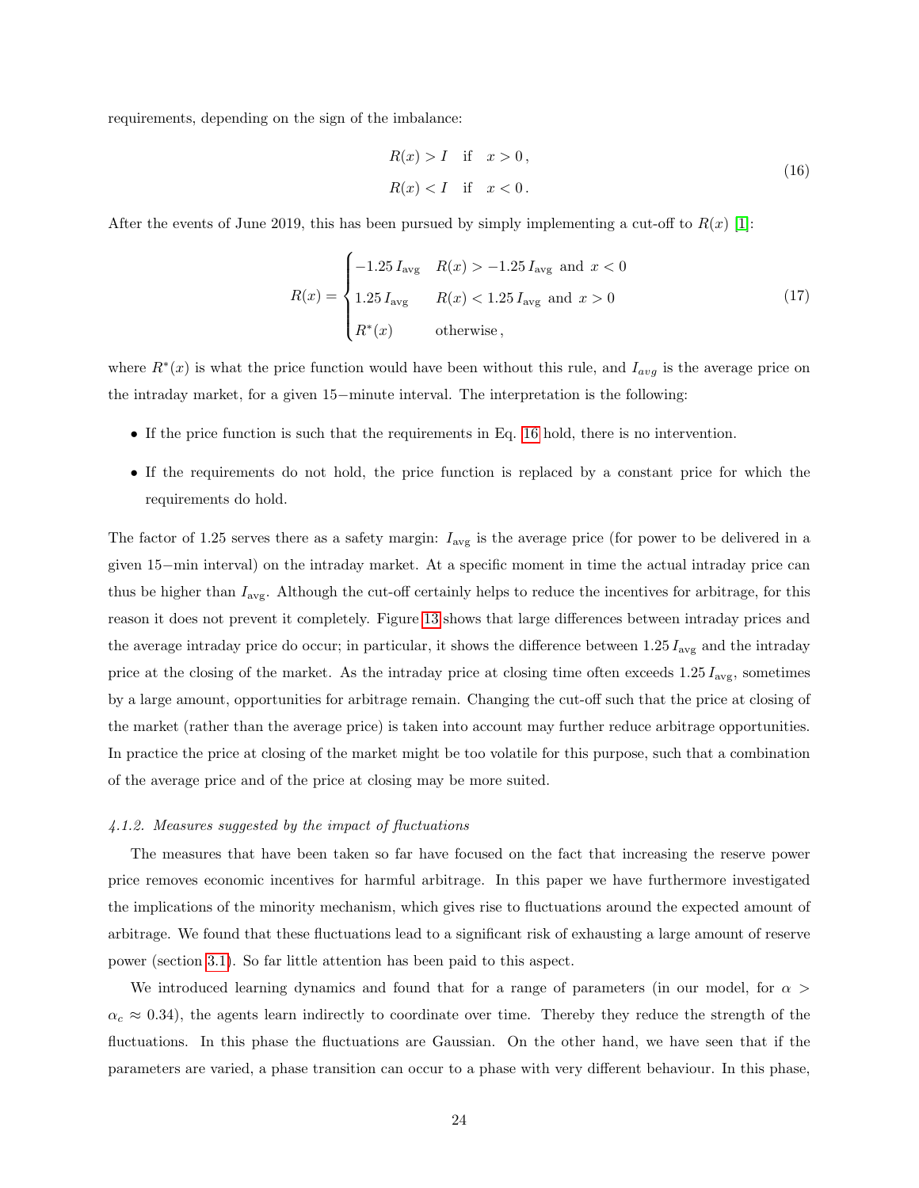requirements, depending on the sign of the imbalance:

$$
\begin{aligned}
R(x) > I \quad &\text{if} \quad x > 0\,, \\
R(x) < I \quad &\text{if} \quad x < 0\,.
\end{aligned}
\tag{16}
$$

After the events of June 2019, this has been pursued by simply implementing a cut-off to $R(x)$ [1]:

$$
R(x) = \begin{cases} -1.25\, I_{\text{avg}} & R(x) > -1.25\, I_{\text{avg}} \text{ and } x < 0 \\ 1.25\, I_{\text{avg}} & R(x) < 1.25\, I_{\text{avg}} \text{ and } x > 0 \\ R^*(x) & \text{otherwise}\,, \end{cases}
\tag{17}
$$

where $R^*(x)$ is what the price function would have been without this rule, and $I_{avg}$ is the average price on the intraday market, for a given 15−minute interval. The interpretation is the following:

- If the price function is such that the requirements in Eq. 16 hold, there is no intervention.
- If the requirements do not hold, the price function is replaced by a constant price for which the requirements do hold.

The factor of 1.25 serves there as a safety margin: $I_{\text{avg}}$ is the average price (for power to be delivered in a given 15−min interval) on the intraday market. At a specific moment in time the actual intraday price can thus be higher than $I_{\text{avg}}$. Although the cut-off certainly helps to reduce the incentives for arbitrage, for this reason it does not prevent it completely. Figure 13 shows that large differences between intraday prices and the average intraday price do occur; in particular, it shows the difference between $1.25\, I_{\text{avg}}$ and the intraday price at the closing of the market. As the intraday price at closing time often exceeds $1.25\, I_{\text{avg}}$, sometimes by a large amount, opportunities for arbitrage remain. Changing the cut-off such that the price at closing of the market (rather than the average price) is taken into account may further reduce arbitrage opportunities. In practice the price at closing of the market might be too volatile for this purpose, such that a combination of the average price and of the price at closing may be more suited.

#### *4.1.2. Measures suggested by the impact of fluctuations*

The measures that have been taken so far have focused on the fact that increasing the reserve power price removes economic incentives for harmful arbitrage. In this paper we have furthermore investigated the implications of the minority mechanism, which gives rise to fluctuations around the expected amount of arbitrage. We found that these fluctuations lead to a significant risk of exhausting a large amount of reserve power (section 3.1). So far little attention has been paid to this aspect.

We introduced learning dynamics and found that for a range of parameters (in our model, for $\alpha > \alpha_c \approx 0.34$), the agents learn indirectly to coordinate over time. Thereby they reduce the strength of the fluctuations. In this phase the fluctuations are Gaussian. On the other hand, we have seen that if the parameters are varied, a phase transition can occur to a phase with very different behaviour. In this phase,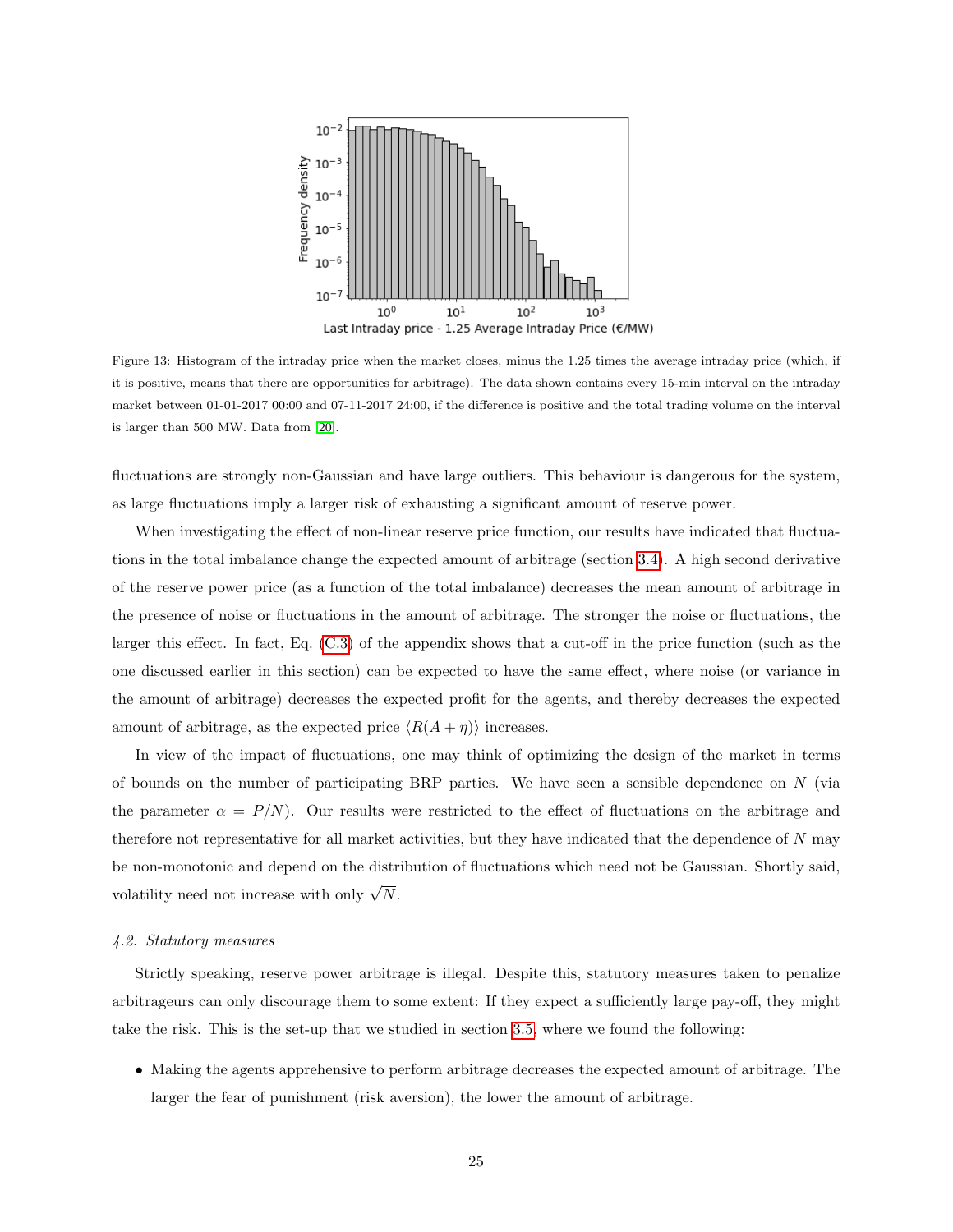Figure 13: Histogram of the intraday price when the market closes, minus the 1.25 times the average intraday price (which, if it is positive, means that there are opportunities for arbitrage). The data shown contains every 15-min interval on the intraday market between 01-01-2017 00:00 and 07-11-2017 24:00, if the difference is positive and the total trading volume on the interval is larger than 500 MW. Data from [20].

fluctuations are strongly non-Gaussian and have large outliers. This behaviour is dangerous for the system, as large fluctuations imply a larger risk of exhausting a significant amount of reserve power.

When investigating the effect of non-linear reserve price function, our results have indicated that fluctuations in the total imbalance change the expected amount of arbitrage (section 3.4). A high second derivative of the reserve power price (as a function of the total imbalance) decreases the mean amount of arbitrage in the presence of noise or fluctuations in the amount of arbitrage. The stronger the noise or fluctuations, the larger this effect. In fact, Eq. (C.3) of the appendix shows that a cut-off in the price function (such as the one discussed earlier in this section) can be expected to have the same effect, where noise (or variance in the amount of arbitrage) decreases the expected profit for the agents, and thereby decreases the expected amount of arbitrage, as the expected price $\langle R(A + \eta) \rangle$ increases.

In view of the impact of fluctuations, one may think of optimizing the design of the market in terms of bounds on the number of participating BRP parties. We have seen a sensible dependence on $N$ (via the parameter $\alpha = P/N$). Our results were restricted to the effect of fluctuations on the arbitrage and therefore not representative for all market activities, but they have indicated that the dependence of $N$ may be non-monotonic and depend on the distribution of fluctuations which need not be Gaussian. Shortly said, volatility need not increase with only $\sqrt{N}$.

### 4.2. Statutory measures

Strictly speaking, reserve power arbitrage is illegal. Despite this, statutory measures taken to penalize arbitrageurs can only discourage them to some extent: If they expect a sufficiently large pay-off, they might take the risk. This is the set-up that we studied in section 3.5, where we found the following:

- Making the agents apprehensive to perform arbitrage decreases the expected amount of arbitrage. The larger the fear of punishment (risk aversion), the lower the amount of arbitrage.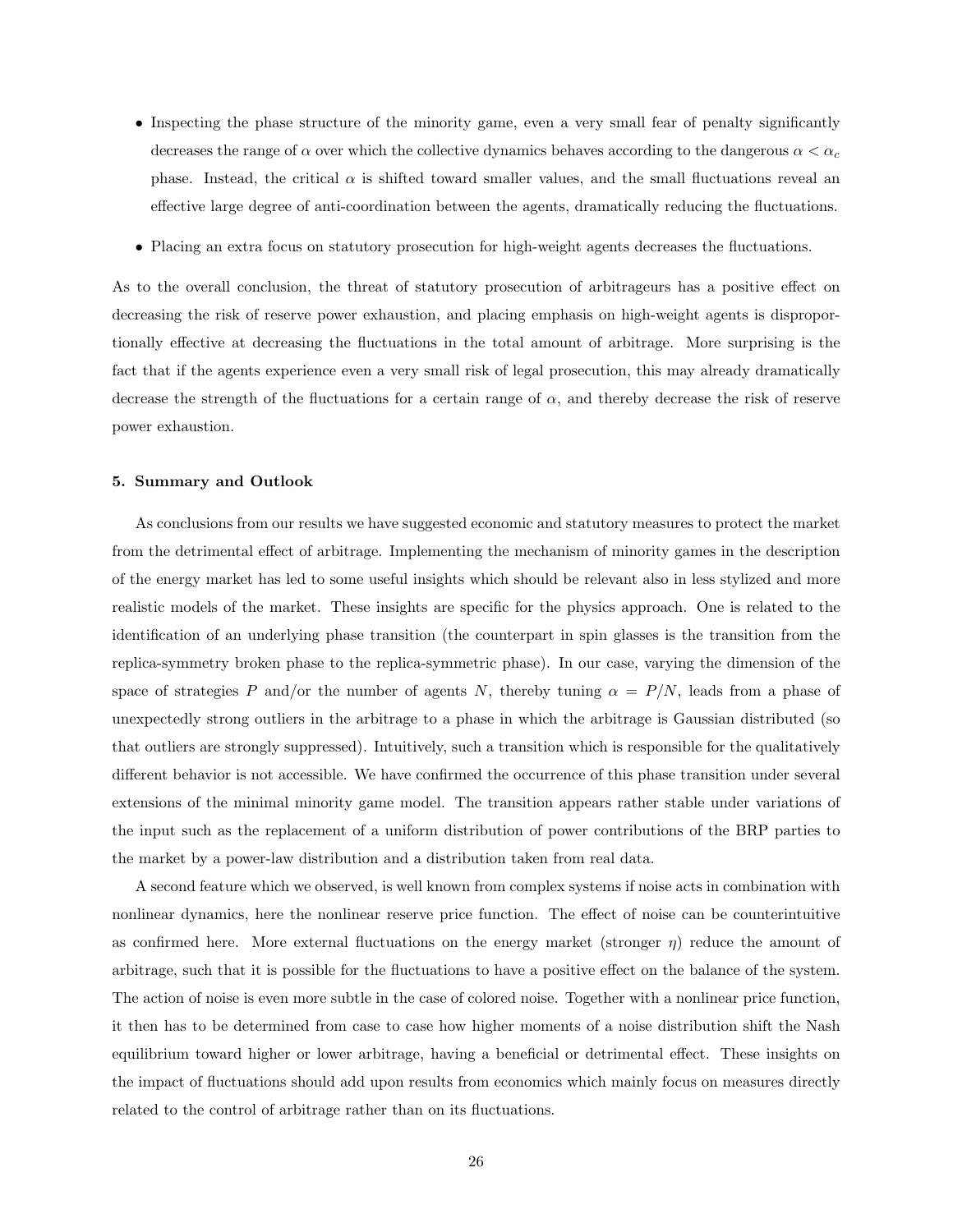- Inspecting the phase structure of the minority game, even a very small fear of penalty significantly decreases the range of $\alpha$ over which the collective dynamics behaves according to the dangerous $\alpha < \alpha_c$ phase. Instead, the critical $\alpha$ is shifted toward smaller values, and the small fluctuations reveal an effective large degree of anti-coordination between the agents, dramatically reducing the fluctuations.
- Placing an extra focus on statutory prosecution for high-weight agents decreases the fluctuations.

As to the overall conclusion, the threat of statutory prosecution of arbitrageurs has a positive effect on decreasing the risk of reserve power exhaustion, and placing emphasis on high-weight agents is disproportionally effective at decreasing the fluctuations in the total amount of arbitrage. More surprising is the fact that if the agents experience even a very small risk of legal prosecution, this may already dramatically decrease the strength of the fluctuations for a certain range of $\alpha$, and thereby decrease the risk of reserve power exhaustion.

### 5. Summary and Outlook

As conclusions from our results we have suggested economic and statutory measures to protect the market from the detrimental effect of arbitrage. Implementing the mechanism of minority games in the description of the energy market has led to some useful insights which should be relevant also in less stylized and more realistic models of the market. These insights are specific for the physics approach. One is related to the identification of an underlying phase transition (the counterpart in spin glasses is the transition from the replica-symmetry broken phase to the replica-symmetric phase). In our case, varying the dimension of the space of strategies $P$ and/or the number of agents $N$, thereby tuning $\alpha = P/N$, leads from a phase of unexpectedly strong outliers in the arbitrage to a phase in which the arbitrage is Gaussian distributed (so that outliers are strongly suppressed). Intuitively, such a transition which is responsible for the qualitatively different behavior is not accessible. We have confirmed the occurrence of this phase transition under several extensions of the minimal minority game model. The transition appears rather stable under variations of the input such as the replacement of a uniform distribution of power contributions of the BRP parties to the market by a power-law distribution and a distribution taken from real data.

A second feature which we observed, is well known from complex systems if noise acts in combination with nonlinear dynamics, here the nonlinear reserve price function. The effect of noise can be counterintuitive as confirmed here. More external fluctuations on the energy market (stronger $\eta$) reduce the amount of arbitrage, such that it is possible for the fluctuations to have a positive effect on the balance of the system. The action of noise is even more subtle in the case of colored noise. Together with a nonlinear price function, it then has to be determined from case to case how higher moments of a noise distribution shift the Nash equilibrium toward higher or lower arbitrage, having a beneficial or detrimental effect. These insights on the impact of fluctuations should add upon results from economics which mainly focus on measures directly related to the control of arbitrage rather than on its fluctuations.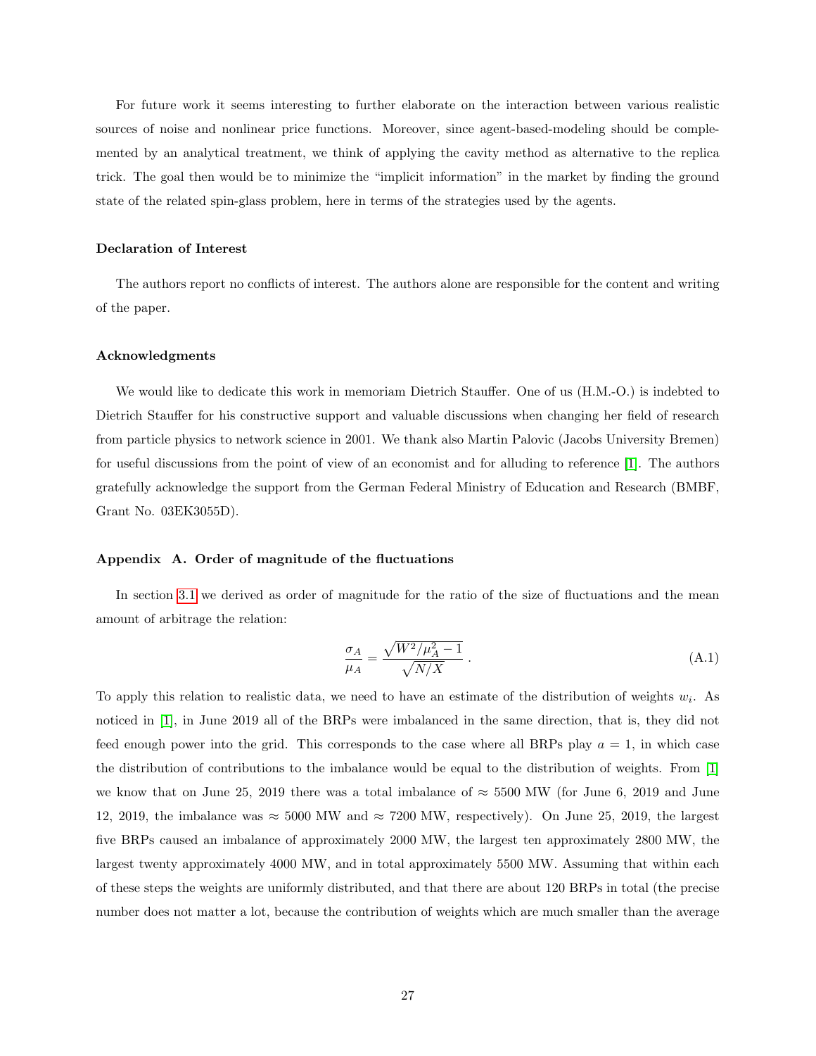For future work it seems interesting to further elaborate on the interaction between various realistic sources of noise and nonlinear price functions. Moreover, since agent-based-modeling should be complemented by an analytical treatment, we think of applying the cavity method as alternative to the replica trick. The goal then would be to minimize the "implicit information" in the market by finding the ground state of the related spin-glass problem, here in terms of the strategies used by the agents.

### Declaration of Interest

The authors report no conflicts of interest. The authors alone are responsible for the content and writing of the paper.

### Acknowledgments

We would like to dedicate this work in memoriam Dietrich Stauffer. One of us (H.M.-O.) is indebted to Dietrich Stauffer for his constructive support and valuable discussions when changing her field of research from particle physics to network science in 2001. We thank also Martin Palovic (Jacobs University Bremen) for useful discussions from the point of view of an economist and for alluding to reference [1]. The authors gratefully acknowledge the support from the German Federal Ministry of Education and Research (BMBF, Grant No. 03EK3055D).

### Appendix A. Order of magnitude of the fluctuations

In section 3.1 we derived as order of magnitude for the ratio of the size of fluctuations and the mean amount of arbitrage the relation:

$$\frac{\sigma_A}{\mu_A} = \frac{\sqrt{W^2/\mu_A^2 - 1}}{\sqrt{N/X}} \,. \tag{A.1}$$

To apply this relation to realistic data, we need to have an estimate of the distribution of weights $w_i$. As noticed in [1], in June 2019 all of the BRPs were imbalanced in the same direction, that is, they did not feed enough power into the grid. This corresponds to the case where all BRPs play $a = 1$, in which case the distribution of contributions to the imbalance would be equal to the distribution of weights. From [1] we know that on June 25, 2019 there was a total imbalance of $\approx$ 5500 MW (for June 6, 2019 and June 12, 2019, the imbalance was $\approx$ 5000 MW and $\approx$ 7200 MW, respectively). On June 25, 2019, the largest five BRPs caused an imbalance of approximately 2000 MW, the largest ten approximately 2800 MW, the largest twenty approximately 4000 MW, and in total approximately 5500 MW. Assuming that within each of these steps the weights are uniformly distributed, and that there are about 120 BRPs in total (the precise number does not matter a lot, because the contribution of weights which are much smaller than the average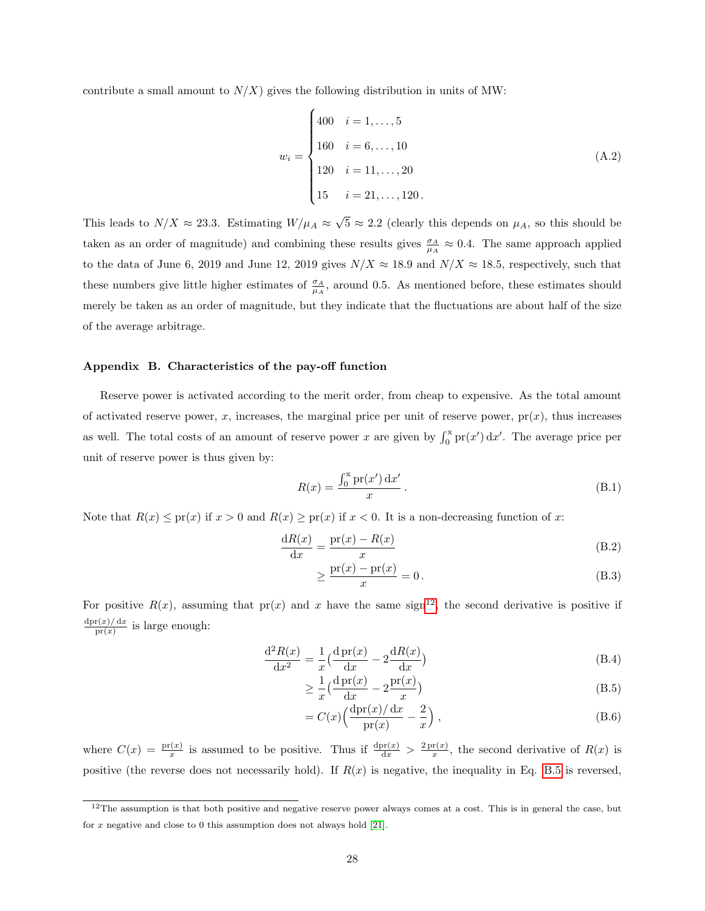contribute a small amount to $N/X$) gives the following distribution in units of MW:

$$w_i = \begin{cases} 400 & i = 1, \ldots, 5 \\ 160 & i = 6, \ldots, 10 \\ 120 & i = 11, \ldots, 20 \\ 15 & i = 21, \ldots, 120 \,. \end{cases} \tag{A.2}$$

This leads to $N/X \approx 23.3$. Estimating $W/\mu_A \approx \sqrt{5} \approx 2.2$ (clearly this depends on $\mu_A$, so this should be taken as an order of magnitude) and combining these results gives $\frac{\sigma_A}{\mu_A} \approx 0.4$. The same approach applied to the data of June 6, 2019 and June 12, 2019 gives $N/X \approx 18.9$ and $N/X \approx 18.5$, respectively, such that these numbers give little higher estimates of $\frac{\sigma_A}{\mu_A}$, around 0.5. As mentioned before, these estimates should merely be taken as an order of magnitude, but they indicate that the fluctuations are about half of the size of the average arbitrage.

## Appendix B. Characteristics of the pay-off function

Reserve power is activated according to the merit order, from cheap to expensive. As the total amount of activated reserve power, $x$, increases, the marginal price per unit of reserve power, $\mathrm{pr}(x)$, thus increases as well. The total costs of an amount of reserve power $x$ are given by $\int_0^x \mathrm{pr}(x')\,\mathrm{d}x'$. The average price per unit of reserve power is thus given by:

$$R(x) = \frac{\int_0^x \mathrm{pr}(x')\,\mathrm{d}x'}{x} \,. \tag{B.1}$$

Note that $R(x) \leq \mathrm{pr}(x)$ if $x > 0$ and $R(x) \geq \mathrm{pr}(x)$ if $x < 0$. It is a non-decreasing function of $x$:

$$\frac{\mathrm{d}R(x)}{\mathrm{d}x} = \frac{\mathrm{pr}(x) - R(x)}{x} \tag{B.2}$$

$$\geq \frac{\mathrm{pr}(x) - \mathrm{pr}(x)}{x} = 0 \,. \tag{B.3}$$

For positive $R(x)$, assuming that $\mathrm{pr}(x)$ and $x$ have the same sign[12], the second derivative is positive if $\frac{\mathrm{dpr}(x)/\,\mathrm{d}x}{\mathrm{pr}(x)}$ is large enough:

$$\frac{\mathrm{d}^2 R(x)}{\mathrm{d}x^2} = \frac{1}{x}\Big(\frac{\mathrm{d}\,\mathrm{pr}(x)}{\mathrm{d}x} - 2\frac{\mathrm{d}R(x)}{\mathrm{d}x}\Big) \tag{B.4}$$

$$\geq \frac{1}{x}\Big(\frac{\mathrm{d}\,\mathrm{pr}(x)}{\mathrm{d}x} - 2\frac{\mathrm{pr}(x)}{x}\Big) \tag{B.5}$$

$$= C(x)\Big(\frac{\mathrm{dpr}(x)/\,\mathrm{d}x}{\mathrm{pr}(x)} - \frac{2}{x}\Big) \,, \tag{B.6}$$

where $C(x) = \frac{\mathrm{pr}(x)}{x}$ is assumed to be positive. Thus if $\frac{\mathrm{dpr}(x)}{\mathrm{d}x} > \frac{2\,\mathrm{pr}(x)}{x}$, the second derivative of $R(x)$ is positive (the reverse does not necessarily hold). If $R(x)$ is negative, the inequality in Eq. B.5 is reversed,

[12] The assumption is that both positive and negative reserve power always comes at a cost. This is in general the case, but for $x$ negative and close to 0 this assumption does not always hold [21].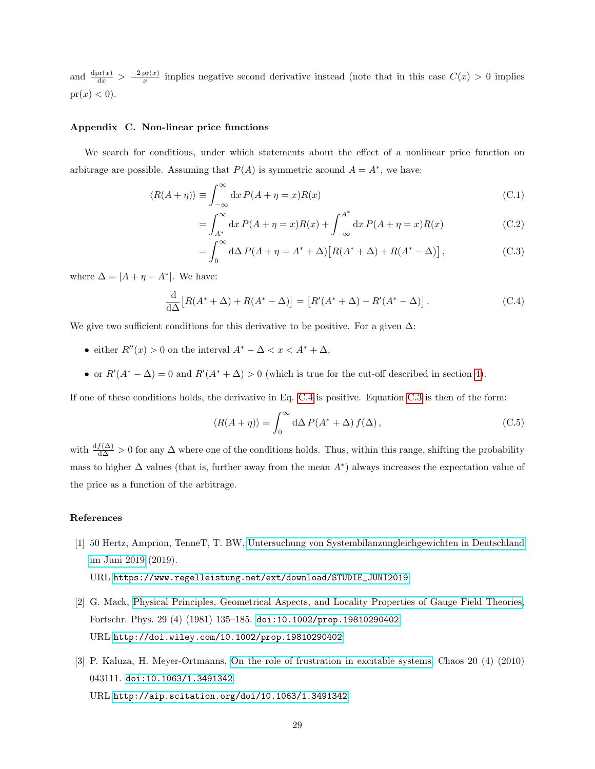and $\frac{\mathrm{dpr}(x)}{\mathrm{d}x} > \frac{-2\,\mathrm{pr}(x)}{x}$ implies negative second derivative instead (note that in this case $C(x) > 0$ implies $\mathrm{pr}(x) < 0$).

### Appendix C. Non-linear price functions

We search for conditions, under which statements about the effect of a nonlinear price function on arbitrage are possible. Assuming that $P(A)$ is symmetric around $A = A^*$, we have:

$$\langle R(A+\eta)\rangle \equiv \int_{-\infty}^{\infty} \mathrm{d}x\, P(A+\eta = x) R(x) \tag{C.1}$$

$$= \int_{A^*}^{\infty} \mathrm{d}x\, P(A+\eta = x) R(x) + \int_{-\infty}^{A^*} \mathrm{d}x\, P(A+\eta = x) R(x) \tag{C.2}$$

$$= \int_{0}^{\infty} \mathrm{d}\Delta\, P(A+\eta = A^* + \Delta)\big[R(A^*+\Delta) + R(A^*-\Delta)\big]\,, \tag{C.3}$$

where $\Delta = |A + \eta - A^*|$. We have:

$$\frac{\mathrm{d}}{\mathrm{d}\Delta}\big[R(A^*+\Delta) + R(A^*-\Delta)\big] = \big[R'(A^*+\Delta) - R'(A^*-\Delta)\big]\,. \tag{C.4}$$

We give two sufficient conditions for this derivative to be positive. For a given $\Delta$:

- either $R''(x) > 0$ on the interval $A^* - \Delta < x < A^* + \Delta$,
- or $R'(A^* - \Delta) = 0$ and $R'(A^* + \Delta) > 0$ (which is true for the cut-off described in section 4).

If one of these conditions holds, the derivative in Eq. C.4 is positive. Equation C.3 is then of the form:

$$\langle R(A+\eta)\rangle = \int_{0}^{\infty} \mathrm{d}\Delta\, P(A^*+\Delta)\, f(\Delta)\,, \tag{C.5}$$

with $\frac{\mathrm{d}f(\Delta)}{\mathrm{d}\Delta} > 0$ for any $\Delta$ where one of the conditions holds. Thus, within this range, shifting the probability mass to higher $\Delta$ values (that is, further away from the mean $A^*$) always increases the expectation value of the price as a function of the arbitrage.

### References

[1] 50 Hertz, Amprion, TenneT, T. BW, Untersuchung von Systembilanzungleichgewichten in Deutschland im Juni 2019 (2019).
URL https://www.regelleistung.net/ext/download/STUDIE_JUNI2019

[2] G. Mack, Physical Principles, Geometrical Aspects, and Locality Properties of Gauge Field Theories, Fortschr. Phys. 29 (4) (1981) 135–185. doi:10.1002/prop.19810290402
URL http://doi.wiley.com/10.1002/prop.19810290402

[3] P. Kaluza, H. Meyer-Ortmanns, On the role of frustration in excitable systems, Chaos 20 (4) (2010) 043111. doi:10.1063/1.3491342.
URL http://aip.scitation.org/doi/10.1063/1.3491342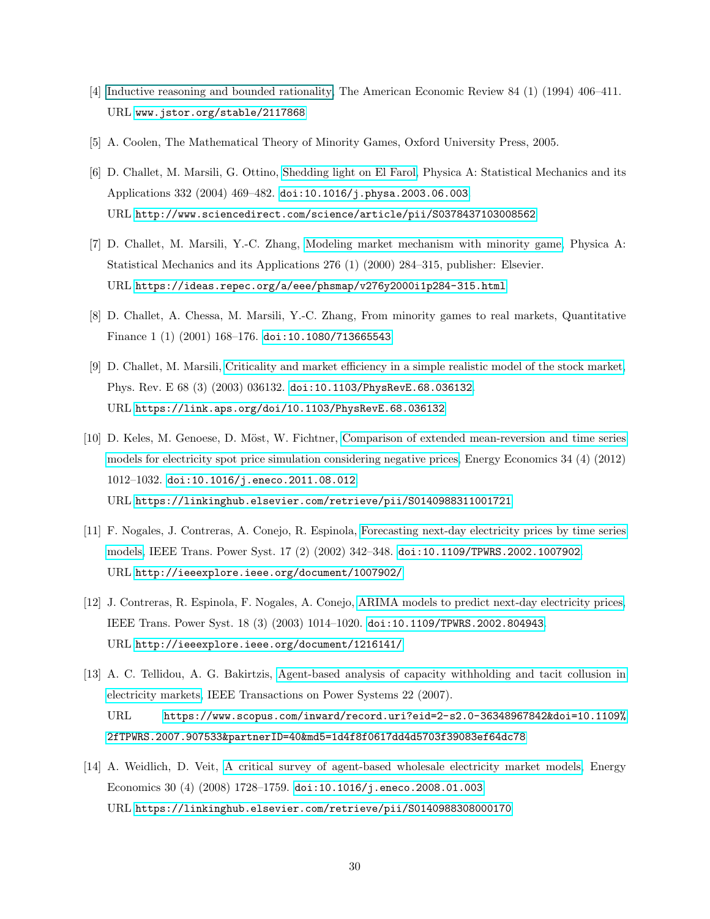[4] Inductive reasoning and bounded rationality, The American Economic Review 84 (1) (1994) 406–411.
URL www.jstor.org/stable/2117868

[5] A. Coolen, The Mathematical Theory of Minority Games, Oxford University Press, 2005.

[6] D. Challet, M. Marsili, G. Ottino, Shedding light on El Farol, Physica A: Statistical Mechanics and its Applications 332 (2004) 469–482. doi:10.1016/j.physa.2003.06.003.
URL http://www.sciencedirect.com/science/article/pii/S0378437103008562

[7] D. Challet, M. Marsili, Y.-C. Zhang, Modeling market mechanism with minority game, Physica A: Statistical Mechanics and its Applications 276 (1) (2000) 284–315, publisher: Elsevier.
URL https://ideas.repec.org/a/eee/phsmap/v276y2000i1p284-315.html

[8] D. Challet, A. Chessa, M. Marsili, Y.-C. Zhang, From minority games to real markets, Quantitative Finance 1 (1) (2001) 168–176. doi:10.1080/713665543.

[9] D. Challet, M. Marsili, Criticality and market efficiency in a simple realistic model of the stock market, Phys. Rev. E 68 (3) (2003) 036132. doi:10.1103/PhysRevE.68.036132.
URL https://link.aps.org/doi/10.1103/PhysRevE.68.036132

[10] D. Keles, M. Genoese, D. Möst, W. Fichtner, Comparison of extended mean-reversion and time series models for electricity spot price simulation considering negative prices, Energy Economics 34 (4) (2012) 1012–1032. doi:10.1016/j.eneco.2011.08.012.
URL https://linkinghub.elsevier.com/retrieve/pii/S0140988311001721

[11] F. Nogales, J. Contreras, A. Conejo, R. Espinola, Forecasting next-day electricity prices by time series models, IEEE Trans. Power Syst. 17 (2) (2002) 342–348. doi:10.1109/TPWRS.2002.1007902.
URL http://ieeexplore.ieee.org/document/1007902/

[12] J. Contreras, R. Espinola, F. Nogales, A. Conejo, ARIMA models to predict next-day electricity prices, IEEE Trans. Power Syst. 18 (3) (2003) 1014–1020. doi:10.1109/TPWRS.2002.804943.
URL http://ieeexplore.ieee.org/document/1216141/

[13] A. C. Tellidou, A. G. Bakirtzis, Agent-based analysis of capacity withholding and tacit collusion in electricity markets, IEEE Transactions on Power Systems 22 (2007).
URL https://www.scopus.com/inward/record.uri?eid=2-s2.0-36348967842&doi=10.1109%2fTPWRS.2007.907533&partnerID=40&md5=1d4f8f0617dd4d5703f39083ef64dc78

[14] A. Weidlich, D. Veit, A critical survey of agent-based wholesale electricity market models, Energy Economics 30 (4) (2008) 1728–1759. doi:10.1016/j.eneco.2008.01.003.
URL https://linkinghub.elsevier.com/retrieve/pii/S0140988308000170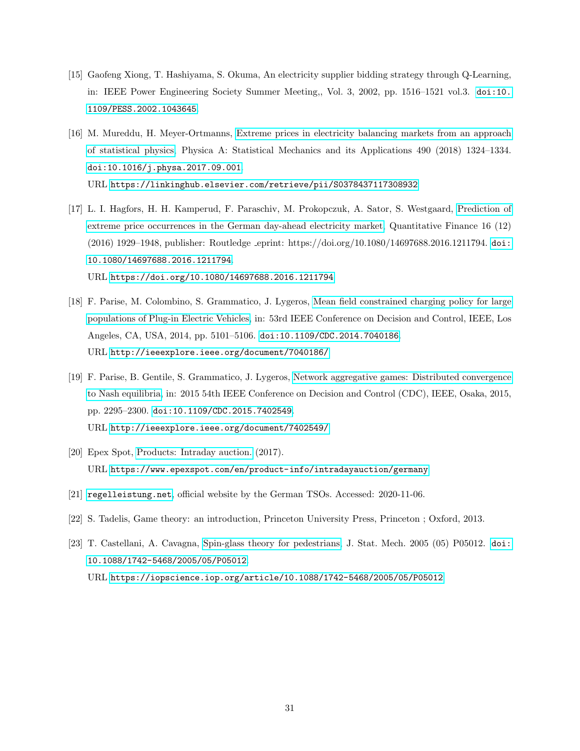[15] Gaofeng Xiong, T. Hashiyama, S. Okuma, An electricity supplier bidding strategy through Q-Learning, in: IEEE Power Engineering Society Summer Meeting,, Vol. 3, 2002, pp. 1516–1521 vol.3. doi:10.1109/PESS.2002.1043645.

[16] M. Mureddu, H. Meyer-Ortmanns, Extreme prices in electricity balancing markets from an approach of statistical physics, Physica A: Statistical Mechanics and its Applications 490 (2018) 1324–1334. doi:10.1016/j.physa.2017.09.001.
URL https://linkinghub.elsevier.com/retrieve/pii/S0378437117308932

[17] L. I. Hagfors, H. H. Kamperud, F. Paraschiv, M. Prokopczuk, A. Sator, S. Westgaard, Prediction of extreme price occurrences in the German day-ahead electricity market, Quantitative Finance 16 (12) (2016) 1929–1948, publisher: Routledge _eprint: https://doi.org/10.1080/14697688.2016.1211794. doi:10.1080/14697688.2016.1211794.
URL https://doi.org/10.1080/14697688.2016.1211794

[18] F. Parise, M. Colombino, S. Grammatico, J. Lygeros, Mean field constrained charging policy for large populations of Plug-in Electric Vehicles, in: 53rd IEEE Conference on Decision and Control, IEEE, Los Angeles, CA, USA, 2014, pp. 5101–5106. doi:10.1109/CDC.2014.7040186.
URL http://ieeexplore.ieee.org/document/7040186/

[19] F. Parise, B. Gentile, S. Grammatico, J. Lygeros, Network aggregative games: Distributed convergence to Nash equilibria, in: 2015 54th IEEE Conference on Decision and Control (CDC), IEEE, Osaka, 2015, pp. 2295–2300. doi:10.1109/CDC.2015.7402549.
URL http://ieeexplore.ieee.org/document/7402549/

[20] Epex Spot, Products: Intraday auction. (2017).
URL https://www.epexspot.com/en/product-info/intradayauction/germany

[21] regelleistung.net, official website by the German TSOs. Accessed: 2020-11-06.

[22] S. Tadelis, Game theory: an introduction, Princeton University Press, Princeton ; Oxford, 2013.

[23] T. Castellani, A. Cavagna, Spin-glass theory for pedestrians, J. Stat. Mech. 2005 (05) P05012. doi:10.1088/1742-5468/2005/05/P05012.
URL https://iopscience.iop.org/article/10.1088/1742-5468/2005/05/P05012